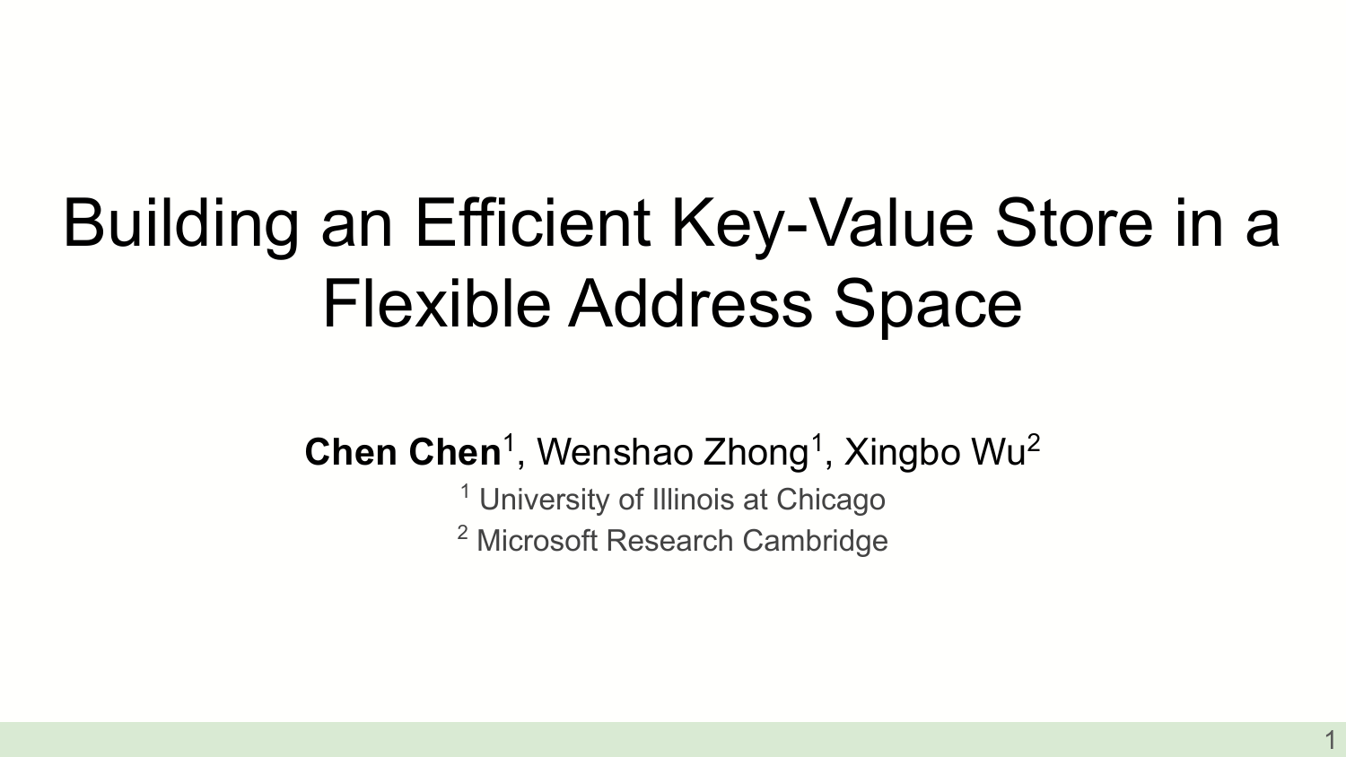# Building an Efficient Key-Value Store in a Flexible Address Space

**Chen Chen**[1], Wenshao Zhong[1], Xingbo Wu[2]

[1] University of Illinois at Chicago

[2] Microsoft Research Cambridge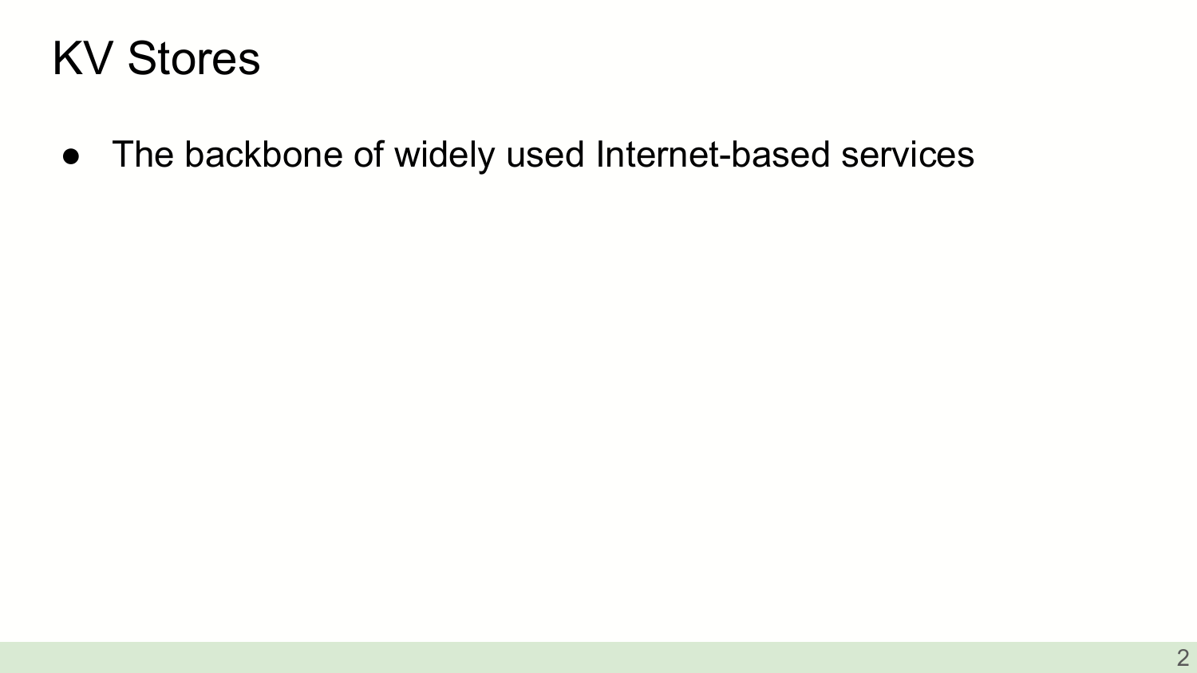# KV Stores

- The backbone of widely used Internet-based services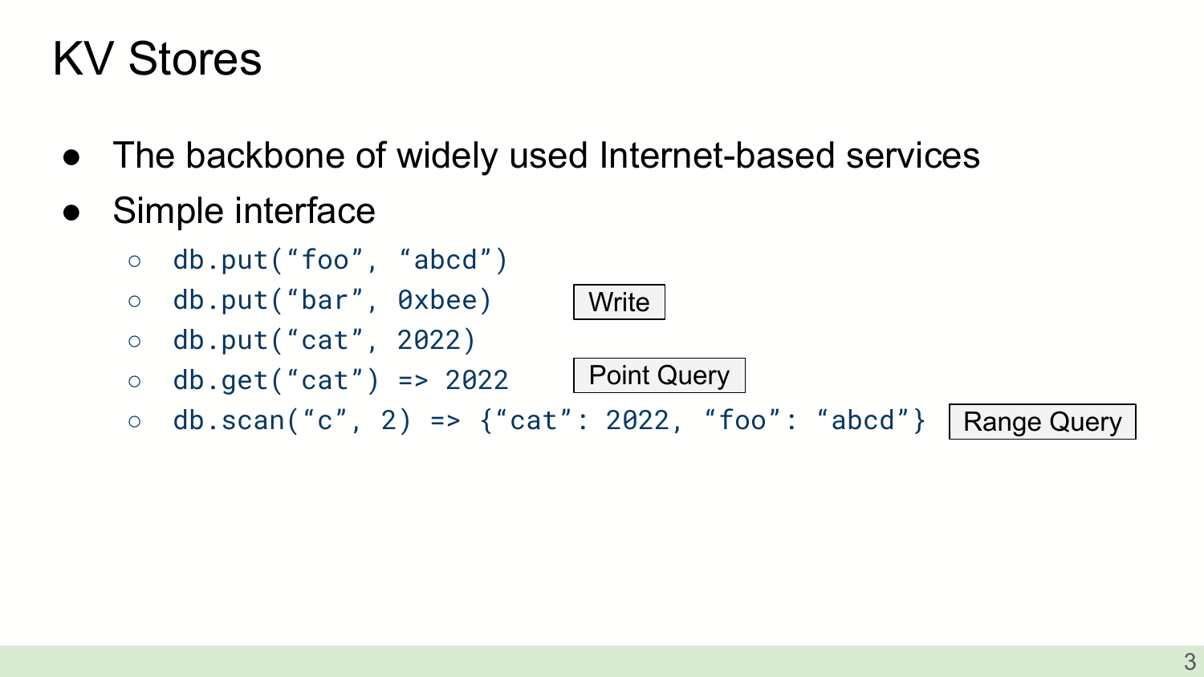# KV Stores

- The backbone of widely used Internet-based services
- Simple interface
  - `db.put("foo", "abcd")`
  - `db.put("bar", 0xbee)` Write
  - `db.put("cat", 2022)`
  - `db.get("cat") => 2022` Point Query
  - `db.scan("c", 2) => {"cat": 2022, "foo": "abcd"}` Range Query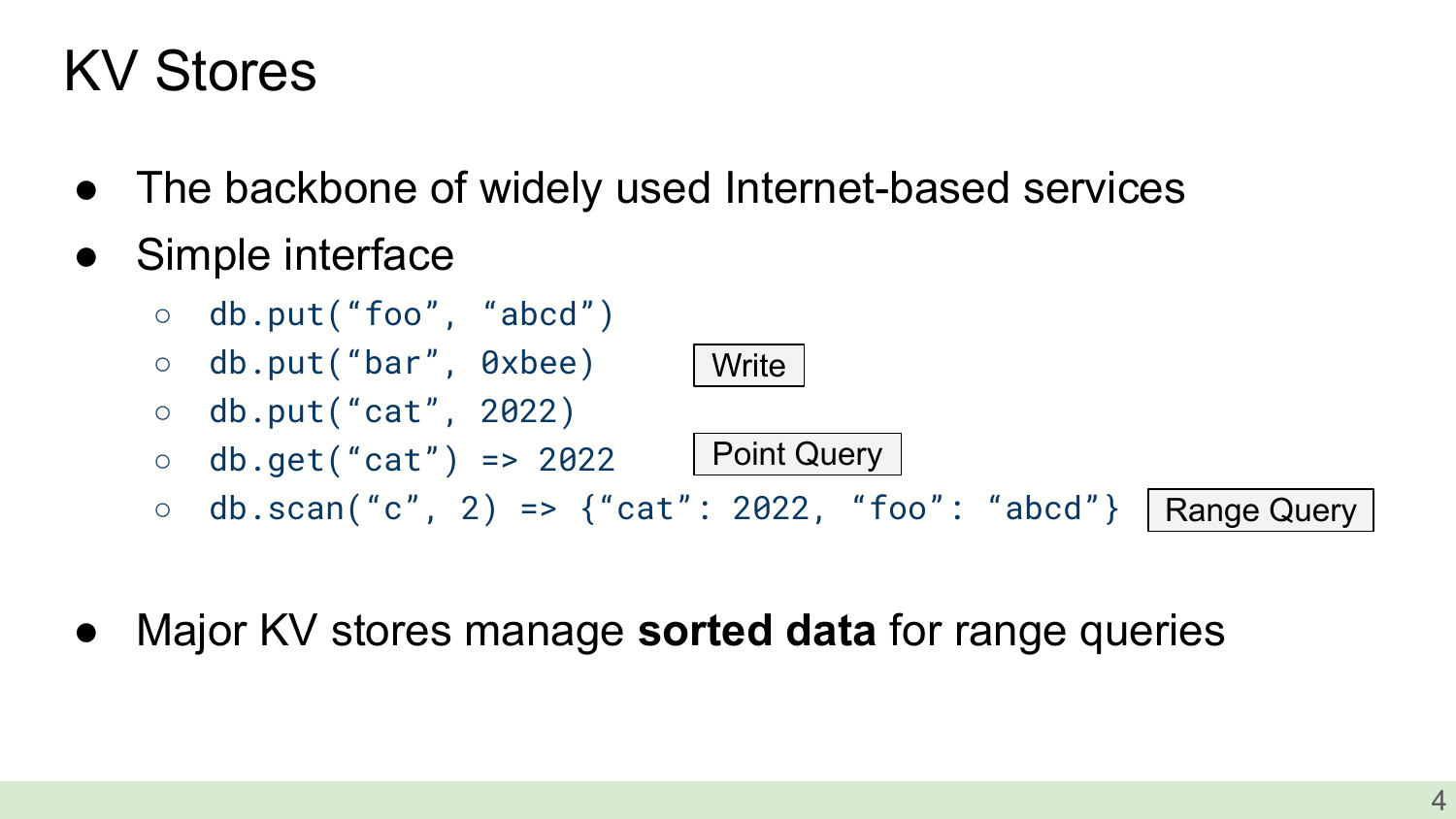# KV Stores

- The backbone of widely used Internet-based services
- Simple interface
  - `db.put("foo", "abcd")`
  - `db.put("bar", 0xbee)` Write
  - `db.put("cat", 2022)`
  - `db.get("cat") => 2022` Point Query
  - `db.scan("c", 2) => {"cat": 2022, "foo": "abcd"}` Range Query
- Major KV stores manage **sorted data** for range queries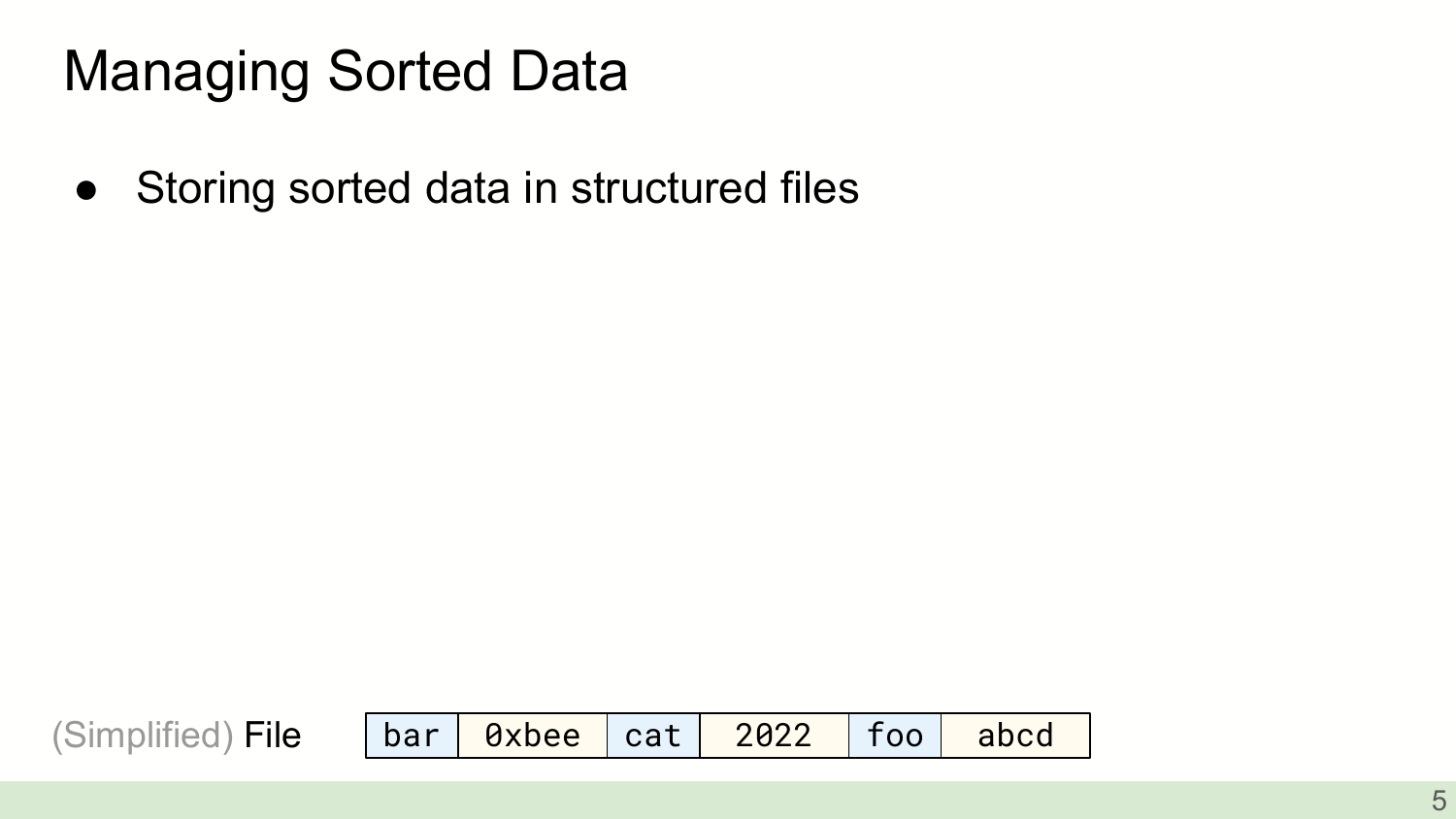# Managing Sorted Data

- Storing sorted data in structured files

(Simplified) File

| bar | 0xbee | cat | 2022 | foo | abcd |
|---|---|---|---|---|---|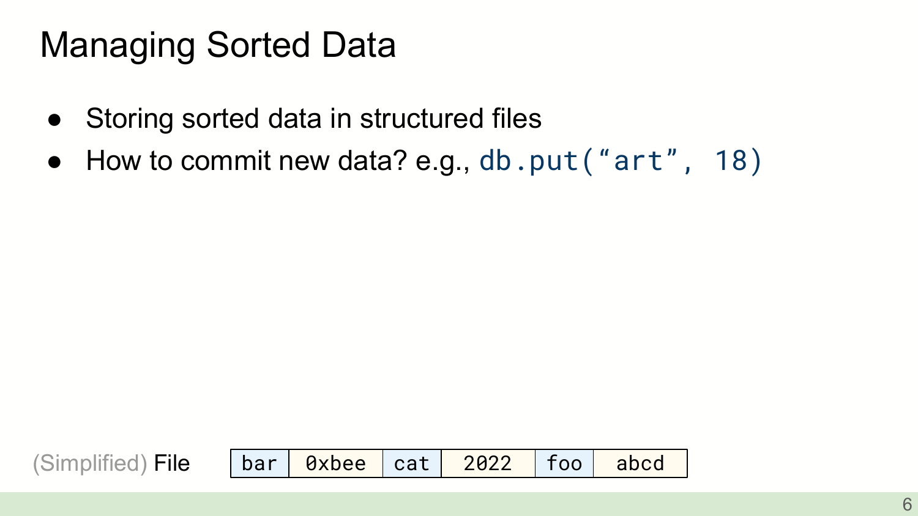# Managing Sorted Data

- Storing sorted data in structured files
- How to commit new data? e.g., `db.put("art", 18)`

(Simplified) File

| bar | 0xbee | cat | 2022 | foo | abcd |
| --- | --- | --- | --- | --- | --- |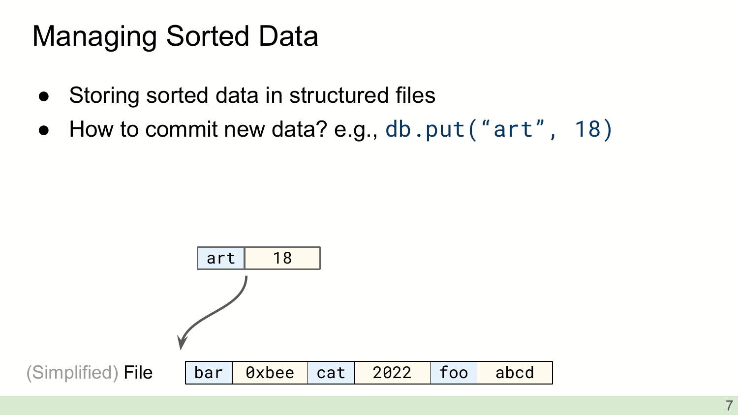# Managing Sorted Data

- Storing sorted data in structured files
- How to commit new data? e.g., `db.put("art", 18)`

| art | 18 |
|---|---|

(Simplified) File

| bar | 0xbee | cat | 2022 | foo | abcd |
|---|---|---|---|---|---|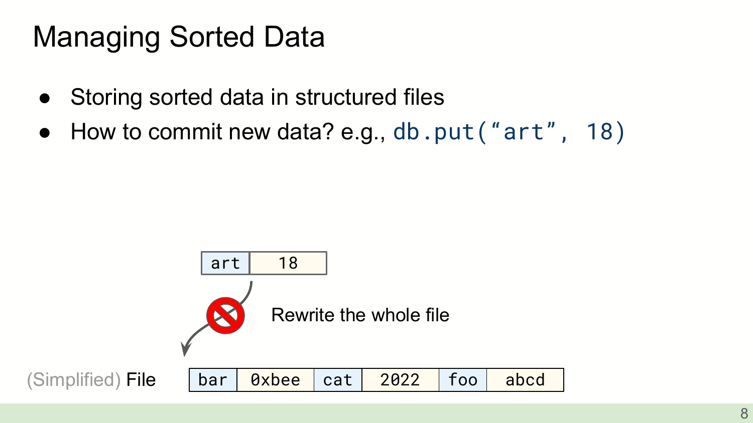# Managing Sorted Data

- Storing sorted data in structured files
- How to commit new data? e.g., `db.put("art", 18)`

| art | 18 |
| --- | --- |

Rewrite the whole file

(Simplified) File

| bar | 0xbee | cat | 2022 | foo | abcd |
| --- | --- | --- | --- | --- | --- |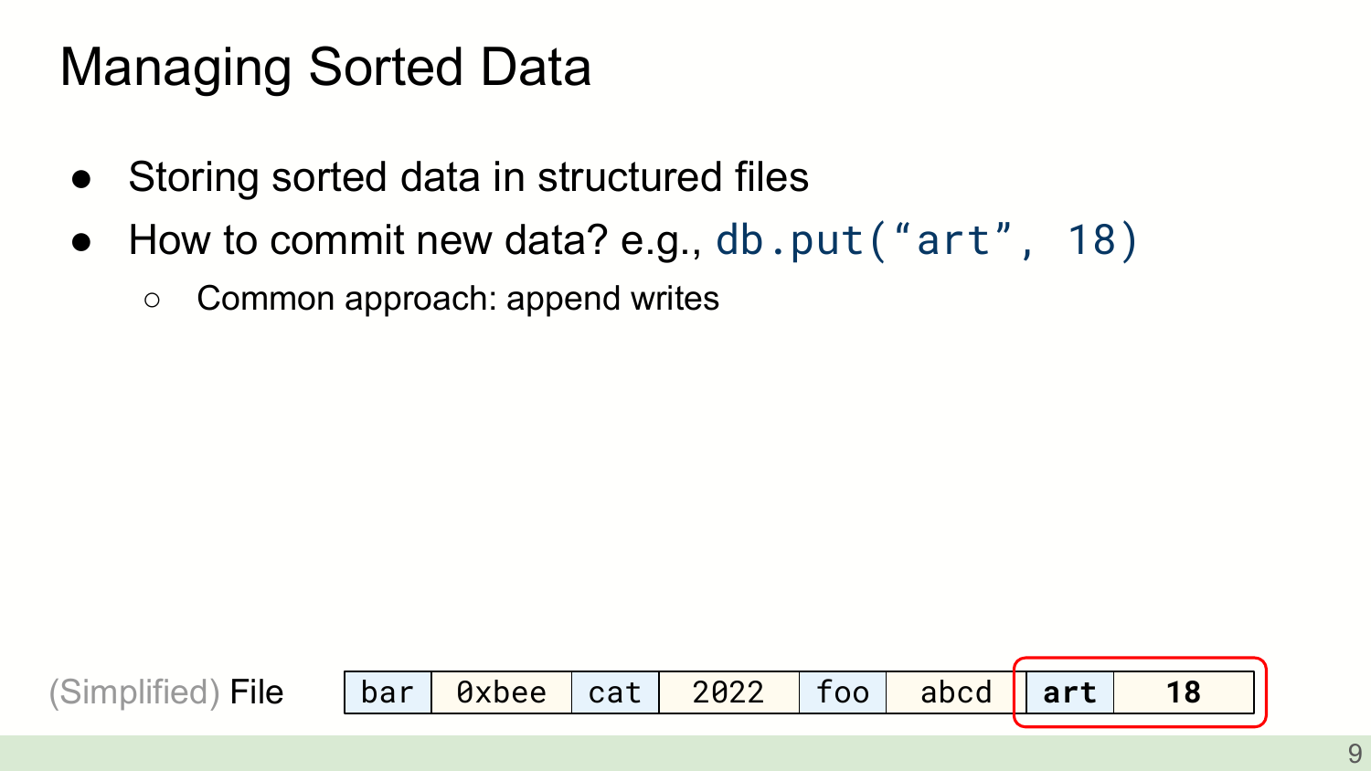# Managing Sorted Data

- Storing sorted data in structured files
- How to commit new data? e.g., `db.put("art", 18)`
  - Common approach: append writes

(Simplified) File

| bar | 0xbee | cat | 2022 | foo | abcd | **art** | **18** |
|---|---|---|---|---|---|---|---|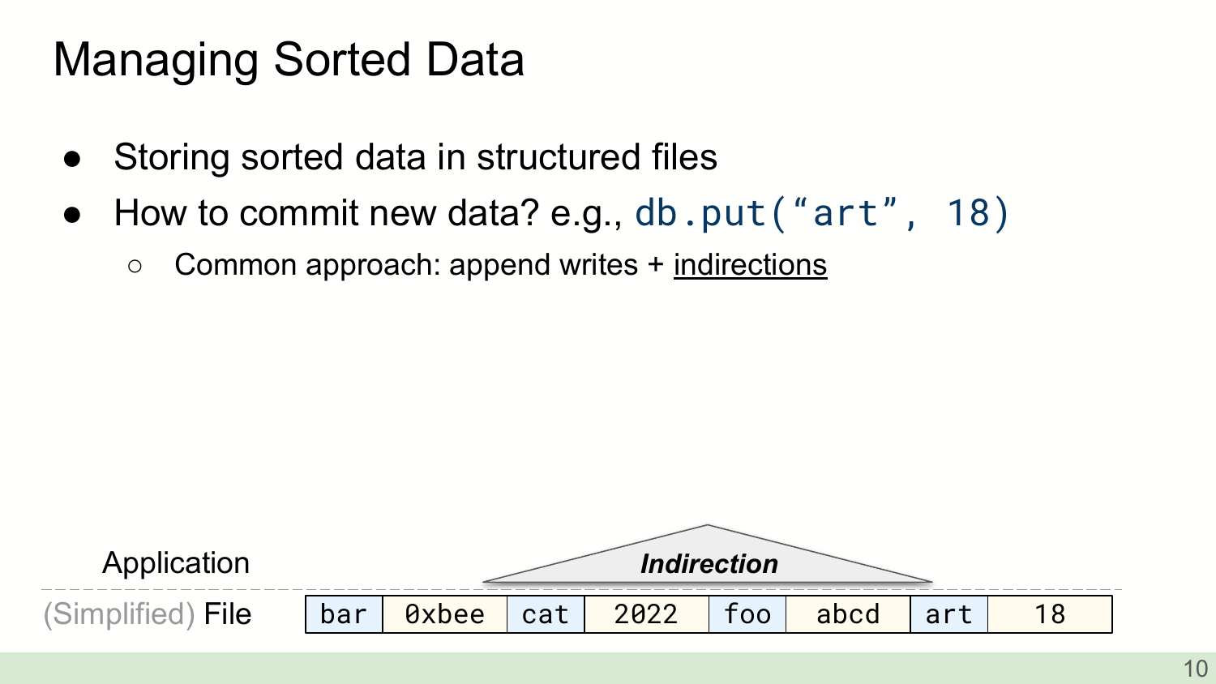# Managing Sorted Data

- Storing sorted data in structured files
- How to commit new data? e.g., `db.put(“art”, 18)`
  - Common approach: append writes + <u>indirections</u>

Application

***Indirection***

(Simplified) File

| bar | 0xbee | cat | 2022 | foo | abcd | art | 18 |
|---|---|---|---|---|---|---|---|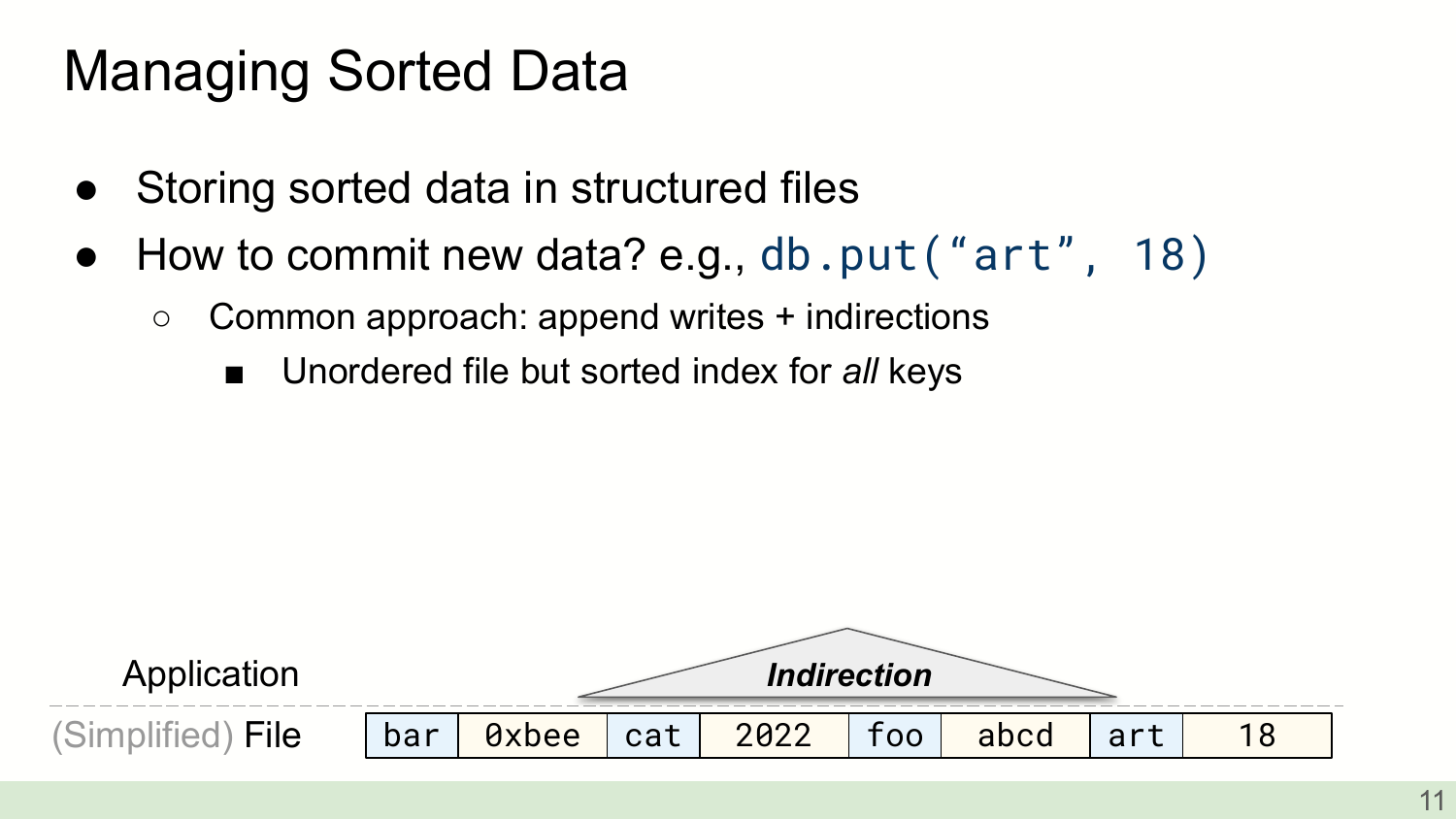# Managing Sorted Data

- Storing sorted data in structured files
- How to commit new data? e.g., `db.put("art", 18)`
  - Common approach: append writes + indirections
    - Unordered file but sorted index for *all* keys

Application

**_Indirection_**

(Simplified) File

| bar | 0xbee | cat | 2022 | foo | abcd | art | 18 |
|---|---|---|---|---|---|---|---|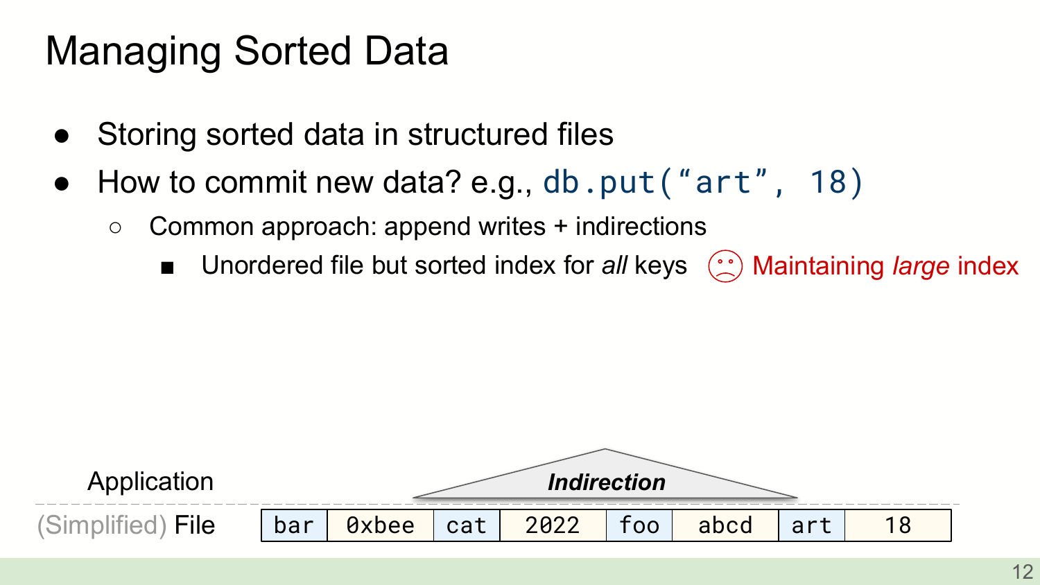# Managing Sorted Data

- Storing sorted data in structured files
- How to commit new data? e.g., `db.put("art", 18)`
  - Common approach: append writes + indirections
    - Unordered file but sorted index for *all* keys ☹ Maintaining *large* index

Application

***Indirection***

(Simplified) File

| bar | 0xbee | cat | 2022 | foo | abcd | art | 18 |
|---|---|---|---|---|---|---|---|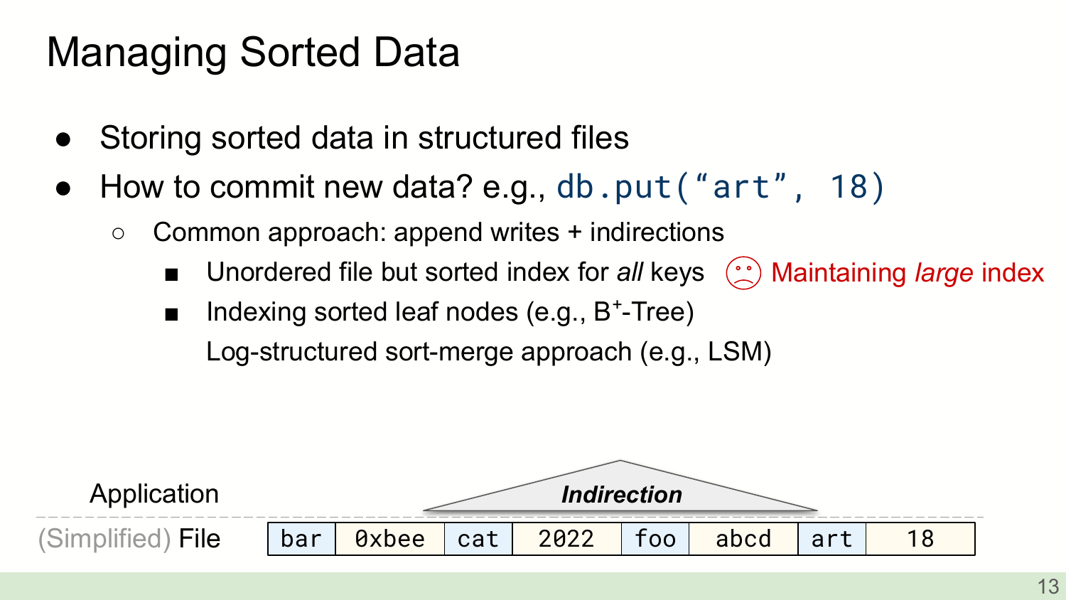# Managing Sorted Data

- Storing sorted data in structured files
- How to commit new data? e.g., `db.put("art", 18)`
  - Common approach: append writes + indirections
    - Unordered file but sorted index for *all* keys ☹ Maintaining *large* index
    - Indexing sorted leaf nodes (e.g., $B^+$-Tree)
    
      Log-structured sort-merge approach (e.g., LSM)

Application

***Indirection***

(Simplified) File

| bar | 0xbee | cat | 2022 | foo | abcd | art | 18 |
|---|---|---|---|---|---|---|---|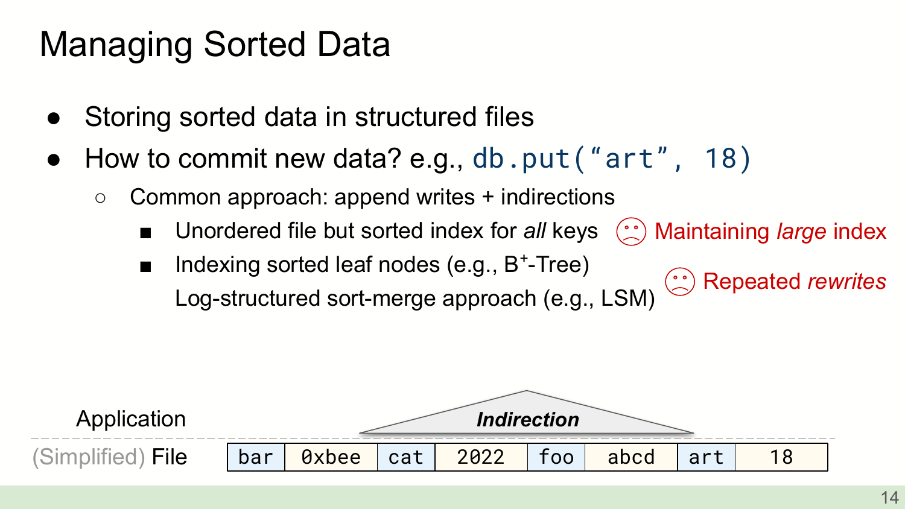# Managing Sorted Data

- Storing sorted data in structured files
- How to commit new data? e.g., `db.put("art", 18)`
  - Common approach: append writes + indirections
    - Unordered file but sorted index for *all* keys ☹ Maintaining *large* index
    - Indexing sorted leaf nodes (e.g., $B^+$-Tree)
      Log-structured sort-merge approach (e.g., LSM) ☹ Repeated *rewrites*

Application

***Indirection***

(Simplified) File

| bar | 0xbee | cat | 2022 | foo | abcd | art | 18 |
|---|---|---|---|---|---|---|---|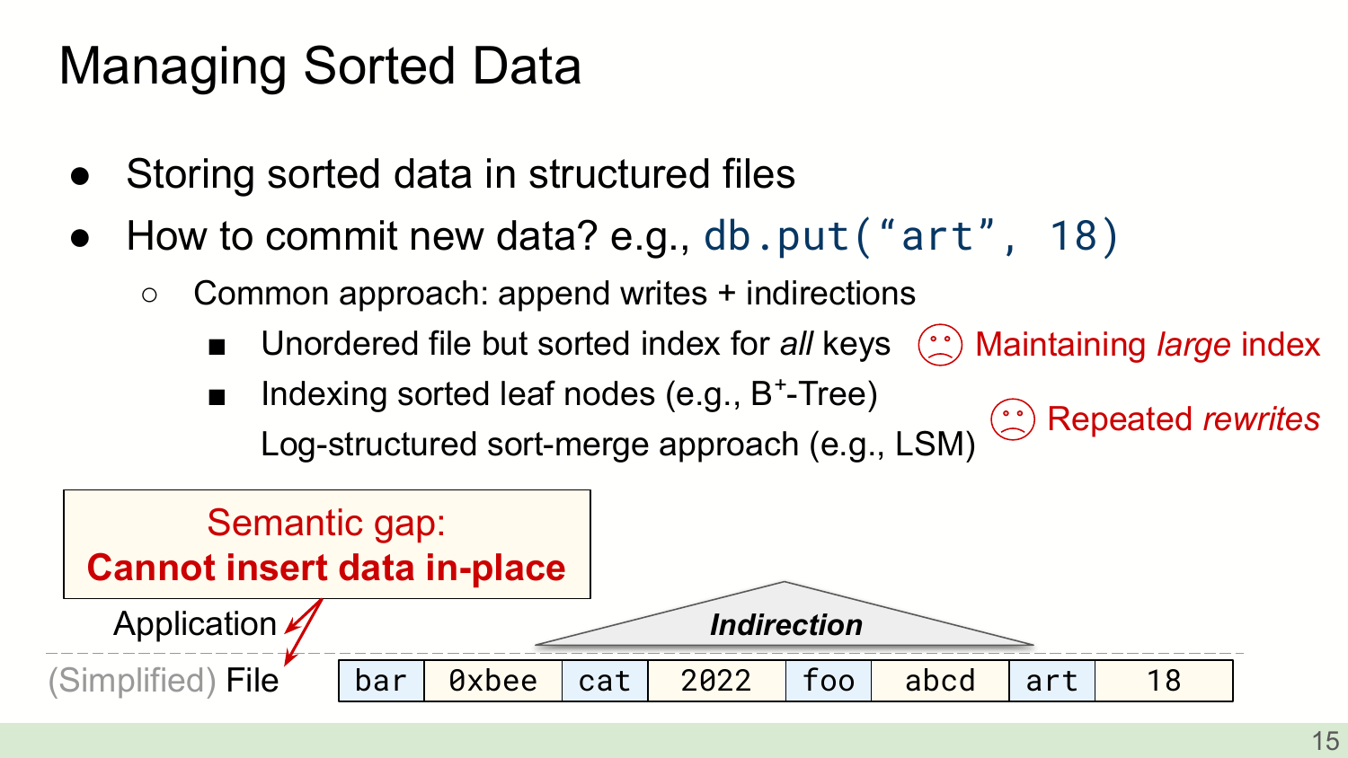# Managing Sorted Data

- Storing sorted data in structured files
- How to commit new data? e.g., `db.put("art", 18)`
  - Common approach: append writes + indirections
    - Unordered file but sorted index for *all* keys — ☹ Maintaining *large* index
    - Indexing sorted leaf nodes (e.g., B+-Tree)
      Log-structured sort-merge approach (e.g., LSM) — ☹ Repeated *rewrites*

**Semantic gap:**
**Cannot insert data in-place**

Application

(Simplified) File

***Indirection***

| bar | 0xbee | cat | 2022 | foo | abcd | art | 18 |
|---|---|---|---|---|---|---|---|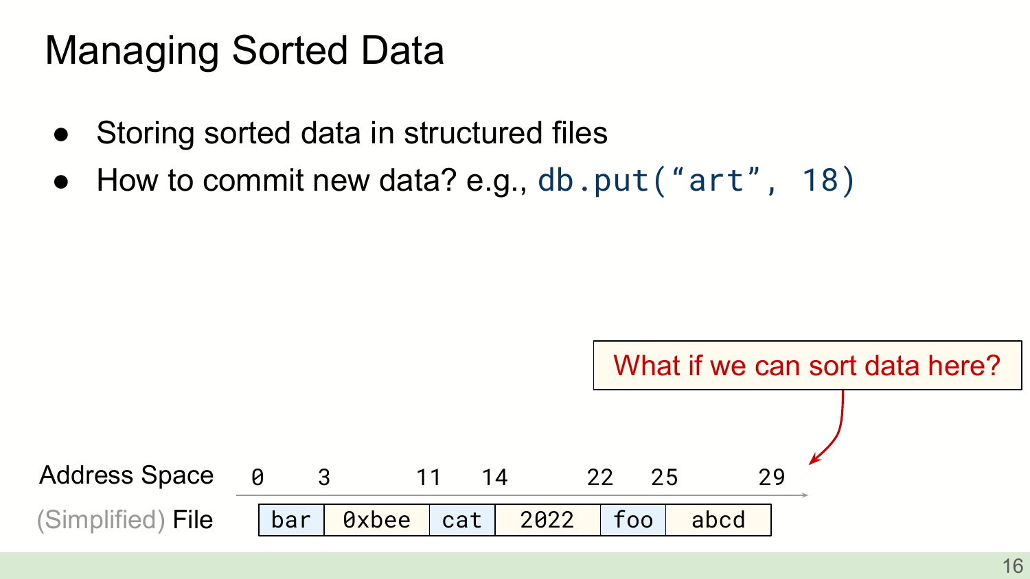# Managing Sorted Data

- Storing sorted data in structured files
- How to commit new data? e.g., `db.put(“art”, 18)`

What if we can sort data here?

| Address Space | 0 | 3 | 11 | 14 | 22 | 25 | 29 |
|---|---|---|---|---|---|---|---|
| (Simplified) File | bar | 0xbee | cat | 2022 | foo | abcd | |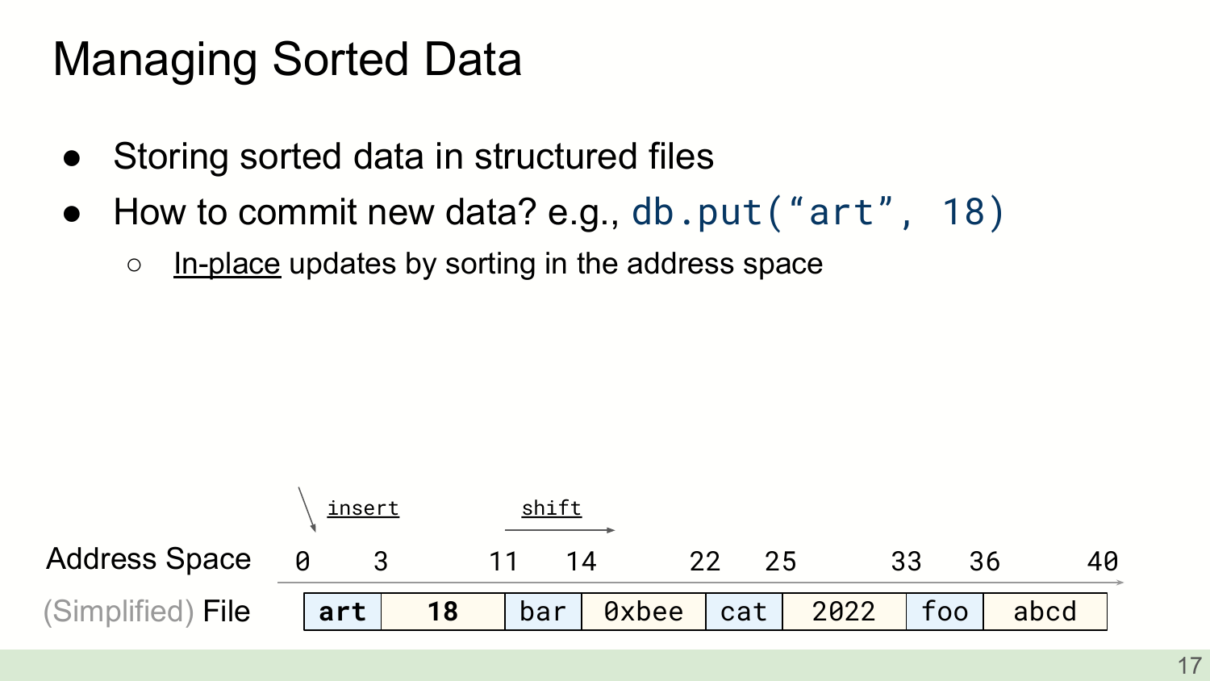# Managing Sorted Data

- Storing sorted data in structured files
- How to commit new data? e.g., `db.put("art", 18)`
  - In-place updates by sorting in the address space

insert — shift →

| Address Space | 0 | 3 | 11 | 14 | 22 | 25 | 33 | 36 | 40 |
|---|---|---|---|---|---|---|---|---|---|
| (Simplified) File | **art** | **18** | bar | 0xbee | cat | 2022 | foo | abcd | |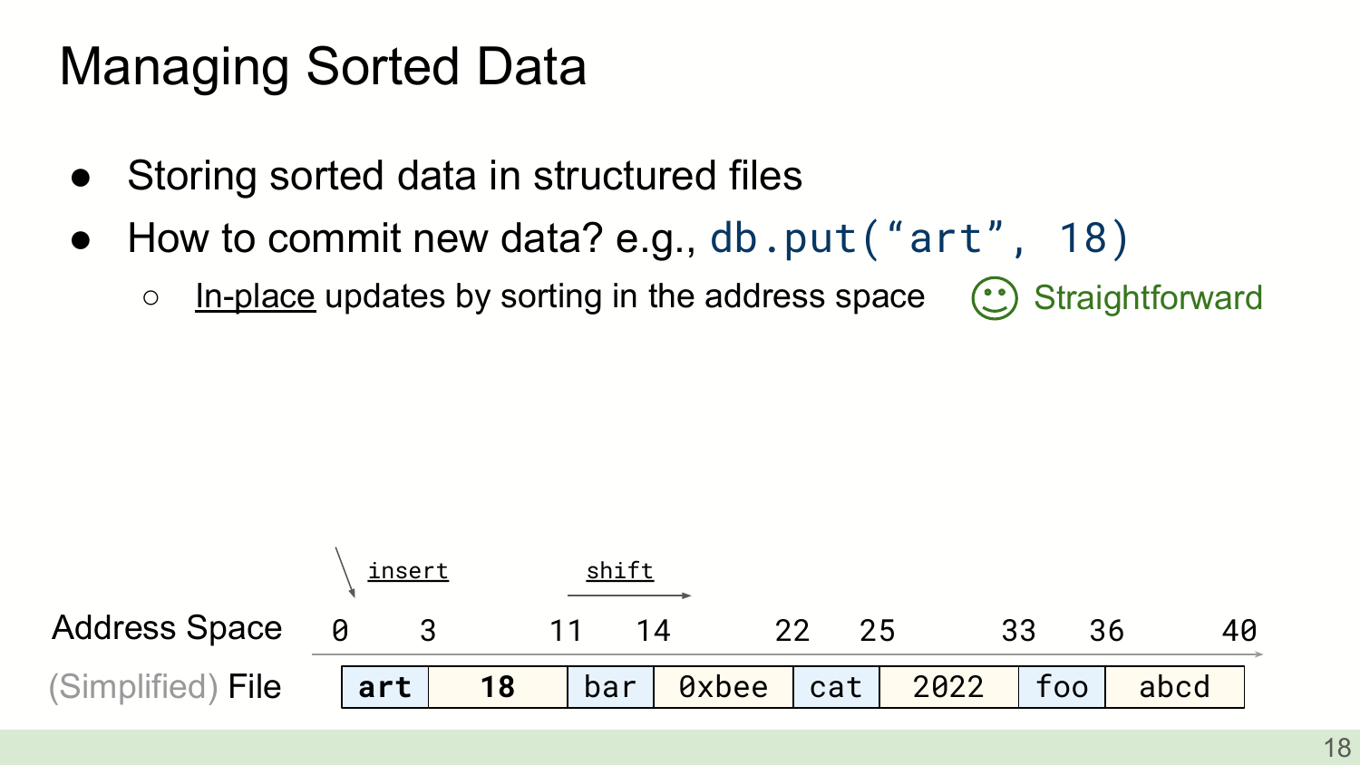# Managing Sorted Data

- Storing sorted data in structured files
- How to commit new data? e.g., `db.put("art", 18)`
  - <u>In-place</u> updates by sorting in the address space ☺ Straightforward

insert → shift

| Address Space | 0 | 3 | 11 | 14 | 22 | 25 | 33 | 36 | 40 |
|---|---|---|---|---|---|---|---|---|---|
| (Simplified) File | **art** | **18** | bar | 0xbee | cat | 2022 | foo | abcd | |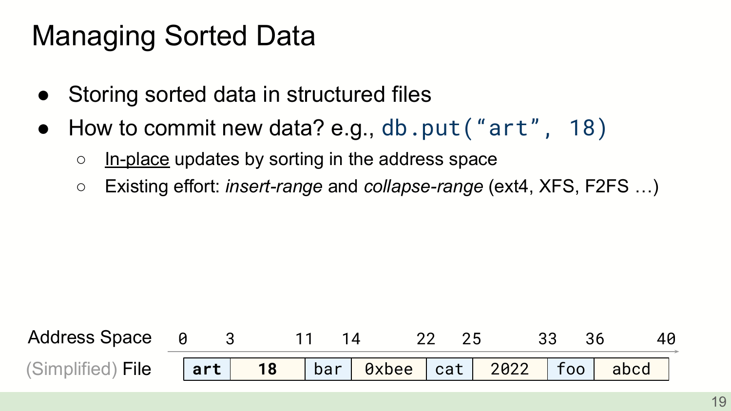# Managing Sorted Data

- Storing sorted data in structured files
- How to commit new data? e.g., `db.put(“art”, 18)`
  - <u>In-place</u> updates by sorting in the address space
  - Existing effort: *insert-range* and *collapse-range* (ext4, XFS, F2FS …)

| Address Space | 0 | 3 | 11 | 14 | 22 | 25 | 33 | 36 |
|---|---|---|---|---|---|---|---|---|
| (Simplified) File | **art** | **18** | bar | 0xbee | cat | 2022 | foo | abcd |

(Address space ends at 40.)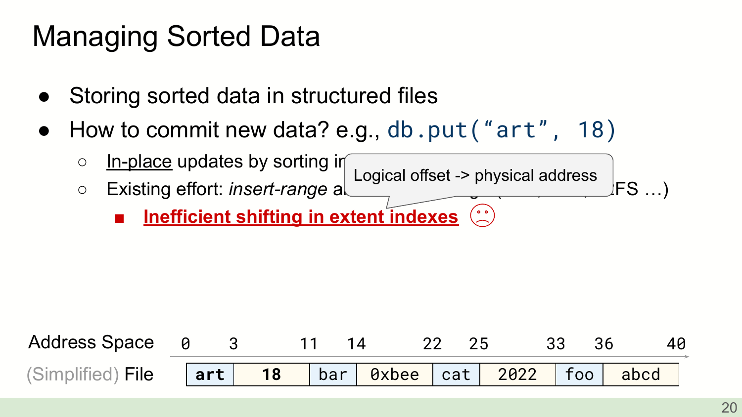# Managing Sorted Data

- Storing sorted data in structured files
- How to commit new data? e.g., `db.put("art", 18)`
  - <u>In-place</u> updates by sorting ir
  - Existing effort: *insert-range* a FS …)
    - **<u>Inefficient shifting in extent indexes</u>** ☹

Logical offset -> physical address

| Address Space | 0 | 3 | 11 | 14 | 22 | 25 | 33 | 36 | 40 |
|---|---|---|---|---|---|---|---|---|---|
| (Simplified) File | **art** | **18** | bar | 0xbee | cat | 2022 | foo | abcd | |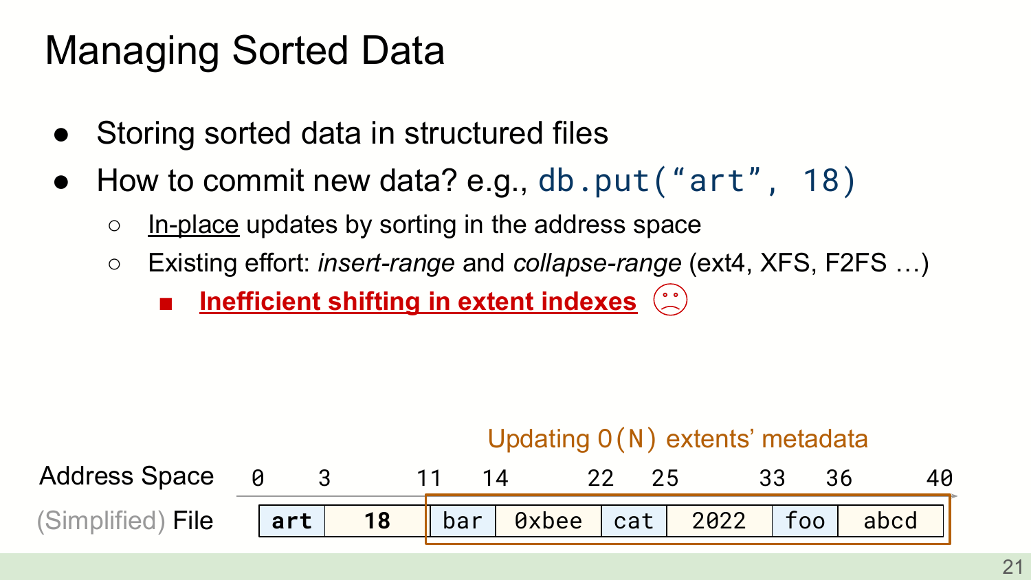# Managing Sorted Data

- Storing sorted data in structured files
- How to commit new data? e.g., `db.put("art", 18)`
  - In-place updates by sorting in the address space
  - Existing effort: *insert-range* and *collapse-range* (ext4, XFS, F2FS …)
    - **Inefficient shifting in extent indexes** ☹

Updating `O(N)` extents' metadata

| Address Space | 0 | 3 | 11 | 14 | 22 | 25 | 33 | 36 | 40 |
|---|---|---|---|---|---|---|---|---|---|
| (Simplified) File | **art** | **18** | bar | 0xbee | cat | 2022 | foo | abcd | |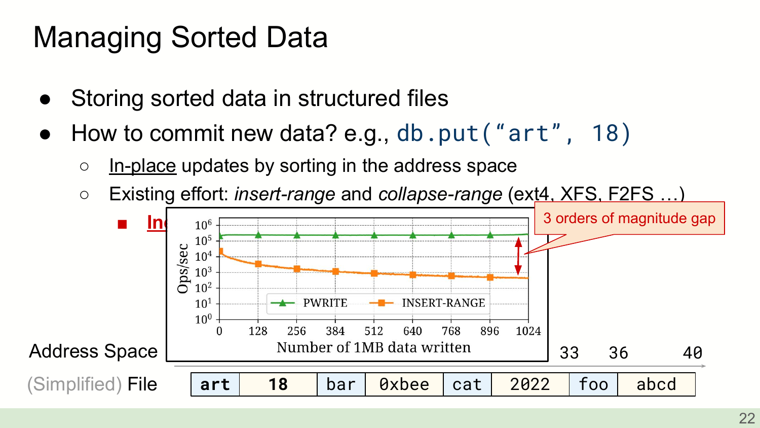# Managing Sorted Data

- Storing sorted data in structured files
- How to commit new data? e.g., `db.put("art", 18)`
  - In-place updates by sorting in the address space
  - Existing effort: *insert-range* and *collapse-range* (ext4, XFS, F2FS …)
    - In

3 orders of magnitude gap

Ops/sec: $10^0$, $10^1$, $10^2$, $10^3$, $10^4$, $10^5$, $10^6$

PWRITE — INSERT-RANGE

Number of 1MB data written: 0, 128, 256, 384, 512, 640, 768, 896, 1024

Address Space: 33, 36, 40

(Simplified) File

| art | 18 | bar | 0xbee | cat | 2022 | foo | abcd |
|---|---|---|---|---|---|---|---|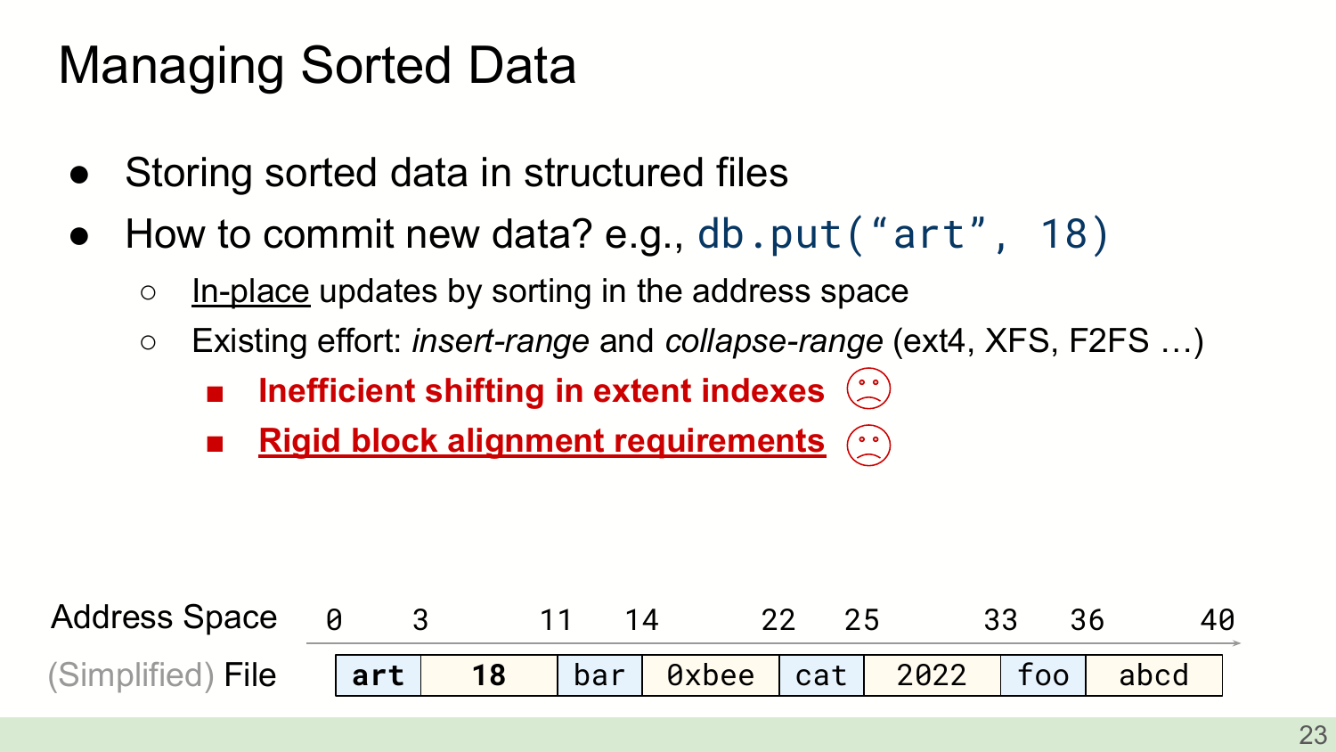# Managing Sorted Data

- Storing sorted data in structured files
- How to commit new data? e.g., `db.put("art", 18)`
  - <u>In-place</u> updates by sorting in the address space
  - Existing effort: *insert-range* and *collapse-range* (ext4, XFS, F2FS …)
    - **Inefficient shifting in extent indexes** ☹
    - **<u>Rigid block alignment requirements</u>** ☹

Address Space: 0, 3, 11, 14, 22, 25, 33, 36, 40

| Address Space | 0 | 3 | 11 | 14 | 22 | 25 | 33 | 36 |
|---|---|---|---|---|---|---|---|---|
| (Simplified) File | **art** | **18** | bar | 0xbee | cat | 2022 | foo | abcd |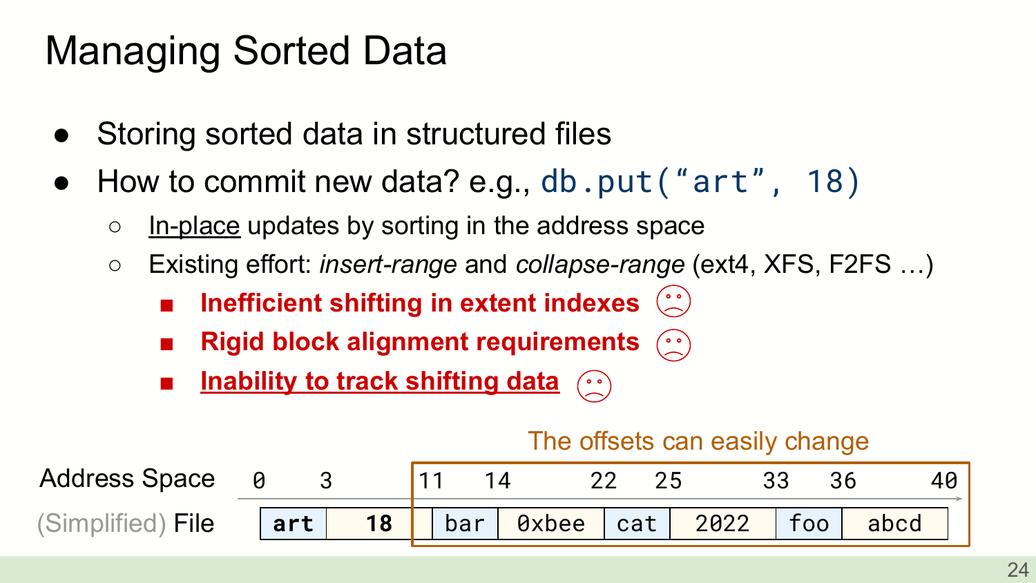# Managing Sorted Data

- Storing sorted data in structured files
- How to commit new data? e.g., `db.put("art", 18)`
  - In-place updates by sorting in the address space
  - Existing effort: *insert-range* and *collapse-range* (ext4, XFS, F2FS …)
    - **Inefficient shifting in extent indexes** ☹
    - **Rigid block alignment requirements** ☹
    - **Inability to track shifting data** ☹

The offsets can easily change

| Address Space | 0 | 3 | 11 | 14 | 22 | 25 | 33 | 36 | 40 |
|---|---|---|---|---|---|---|---|---|---|
| (Simplified) File | art | 18 | bar | 0xbee | cat | 2022 | foo | abcd | |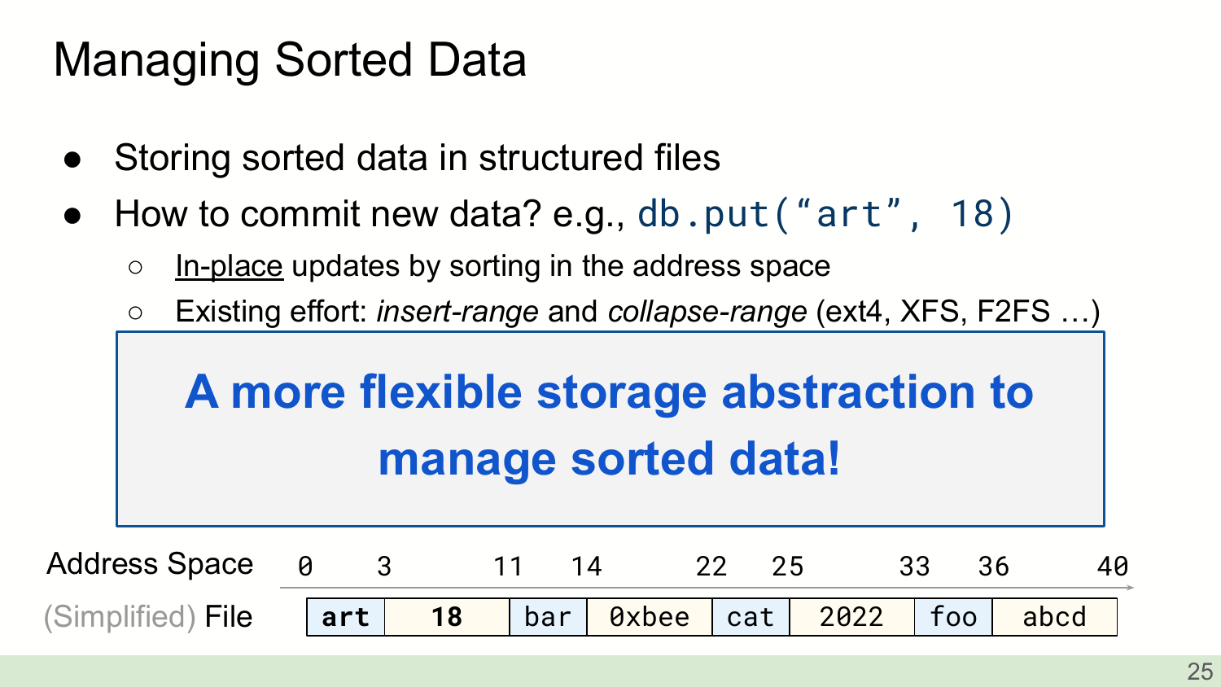# Managing Sorted Data

- Storing sorted data in structured files
- How to commit new data? e.g., `db.put("art", 18)`
  - <u>In-place</u> updates by sorting in the address space
  - Existing effort: *insert-range* and *collapse-range* (ext4, XFS, F2FS …)

**A more flexible storage abstraction to manage sorted data!**

| Address Space | 0 | 3 | 11 | 14 | 22 | 25 | 33 | 36 | 40 |
|---|---|---|---|---|---|---|---|---|---|
| (Simplified) File | **art** | **18** | bar | 0xbee | cat | 2022 | foo | abcd | |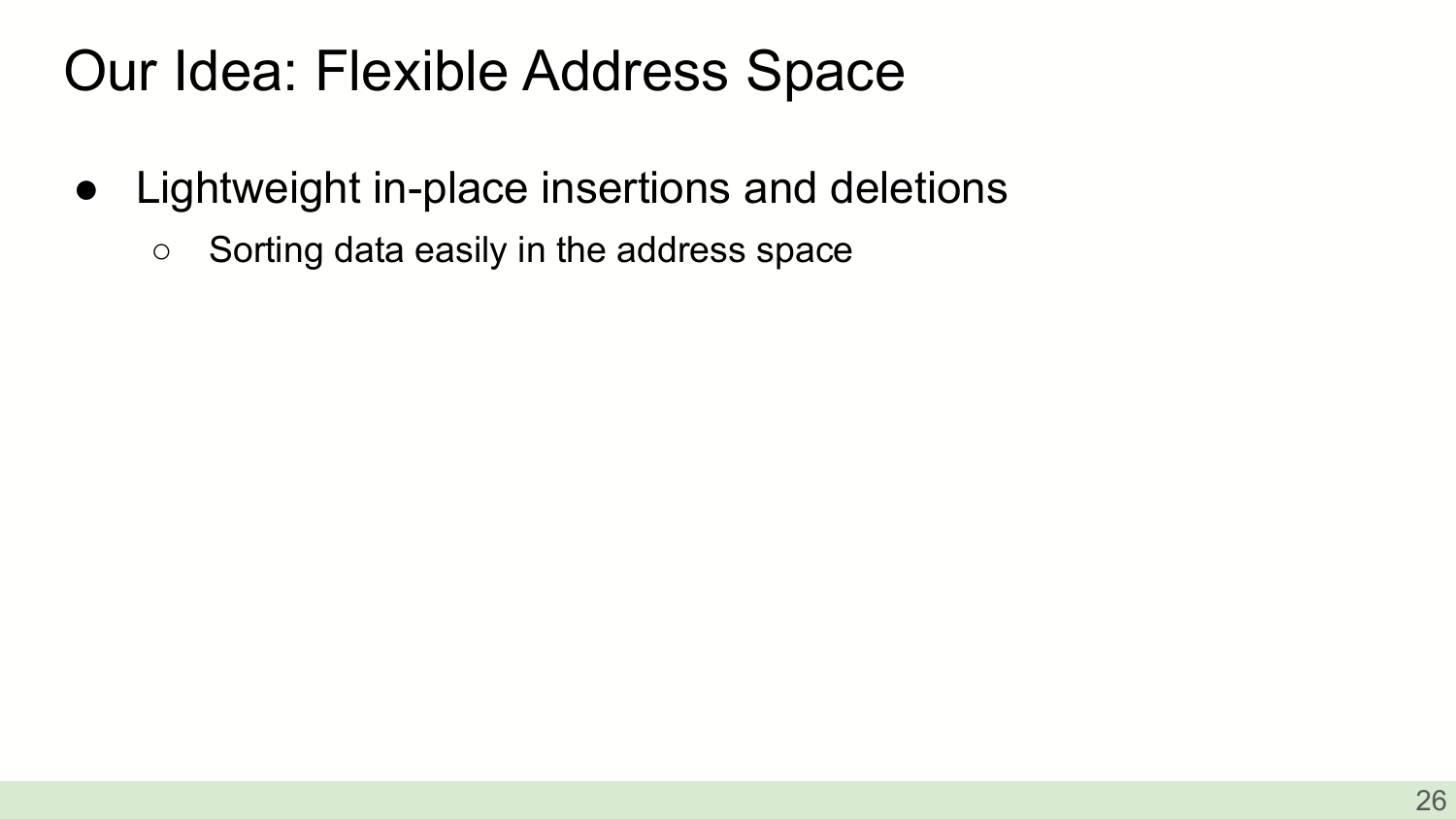# Our Idea: Flexible Address Space

- Lightweight in-place insertions and deletions
  - Sorting data easily in the address space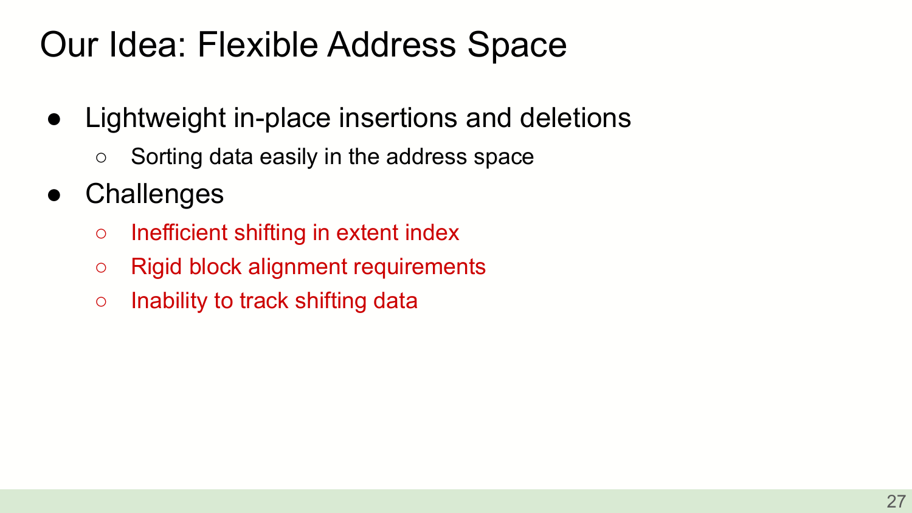# Our Idea: Flexible Address Space

- Lightweight in-place insertions and deletions
  - Sorting data easily in the address space
- Challenges
  - Inefficient shifting in extent index
  - Rigid block alignment requirements
  - Inability to track shifting data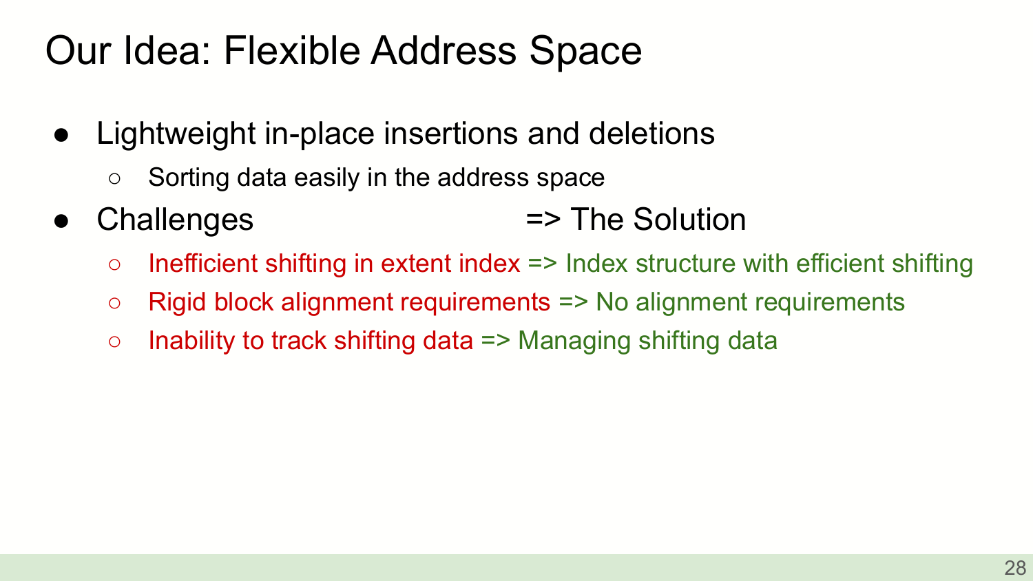# Our Idea: Flexible Address Space

- Lightweight in-place insertions and deletions
  - Sorting data easily in the address space
- Challenges => The Solution
  - Inefficient shifting in extent index => Index structure with efficient shifting
  - Rigid block alignment requirements => No alignment requirements
  - Inability to track shifting data => Managing shifting data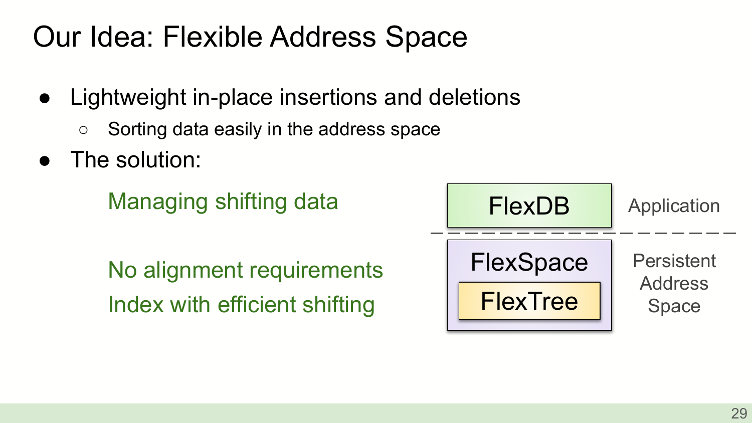# Our Idea: Flexible Address Space

- Lightweight in-place insertions and deletions
  - Sorting data easily in the address space
- The solution:

Managing shifting data

No alignment requirements

Index with efficient shifting

FlexDB — Application

FlexSpace / FlexTree — Persistent Address Space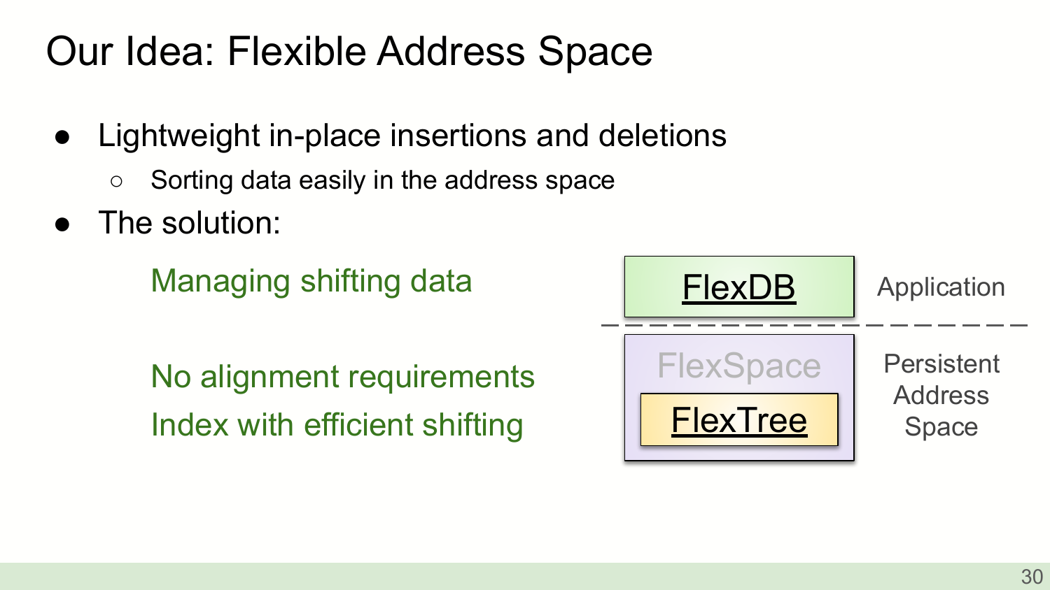# Our Idea: Flexible Address Space

- Lightweight in-place insertions and deletions
  - Sorting data easily in the address space
- The solution:

Managing shifting data — FlexDB — Application

No alignment requirements — FlexSpace — Persistent Address Space

Index with efficient shifting — FlexTree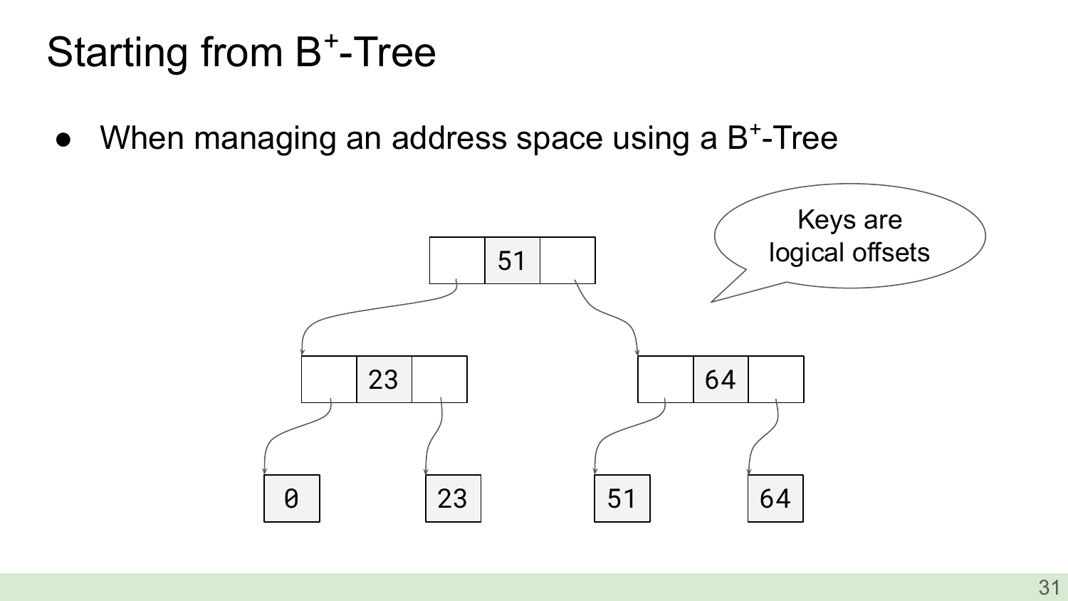# Starting from $B^+$-Tree

- When managing an address space using a $B^+$-Tree

Keys are logical offsets

51

23

64

0

23

51

64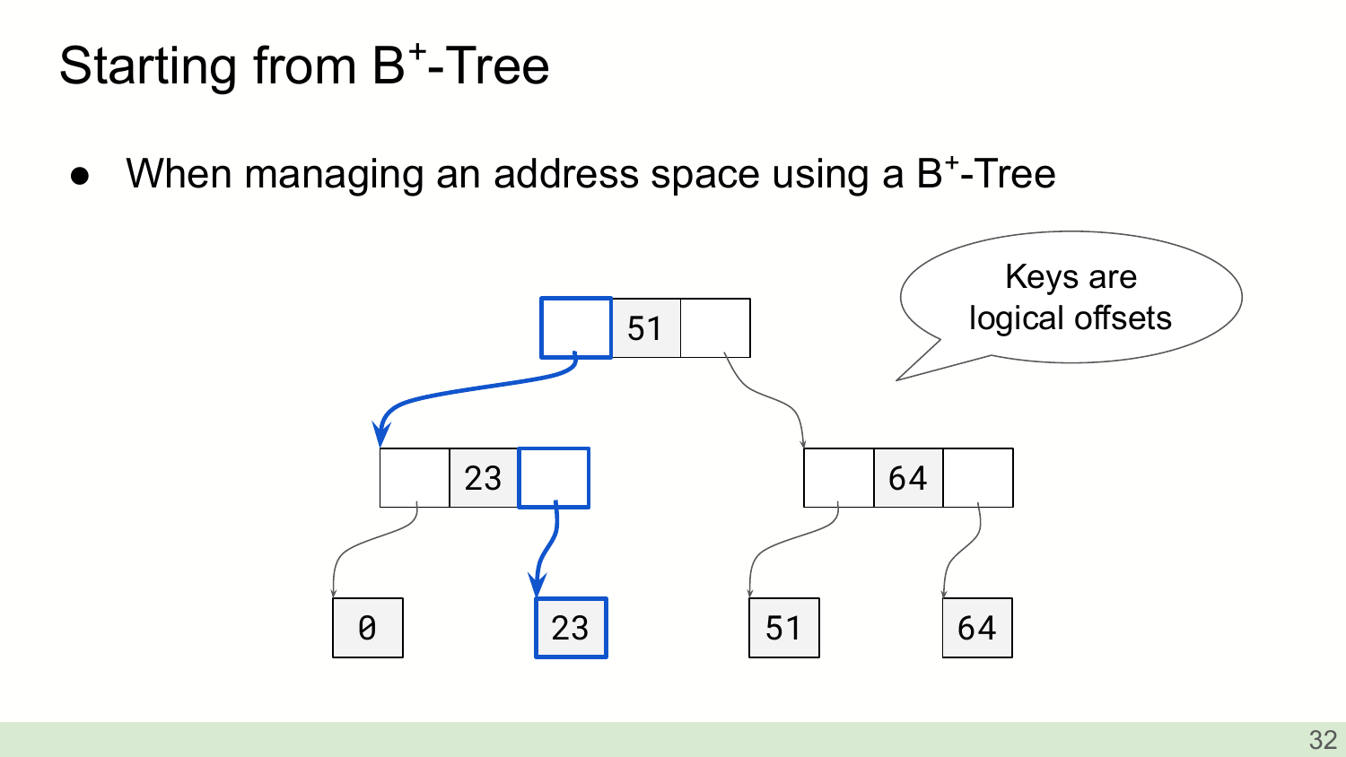# Starting from $B^+$-Tree

- When managing an address space using a $B^+$-Tree

Keys are logical offsets

51

23

64

0

23

51

64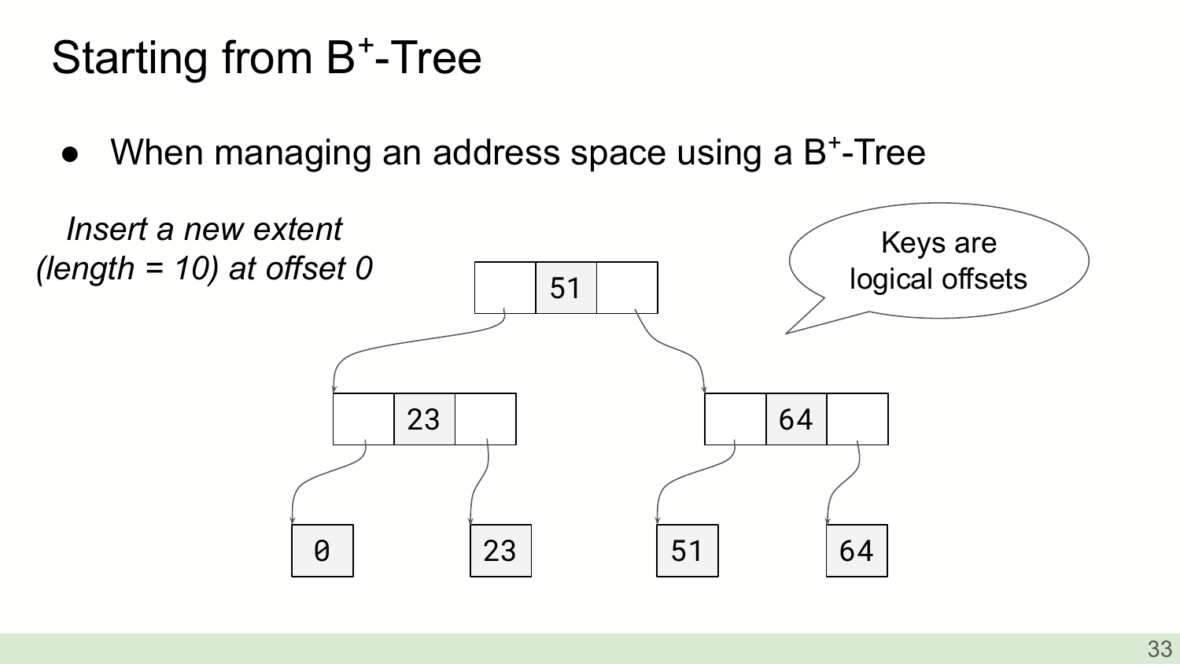# Starting from $B^+$-Tree

- When managing an address space using a $B^+$-Tree

*Insert a new extent (length = 10) at offset 0*

Keys are logical offsets

51

23

64

0

23

51

64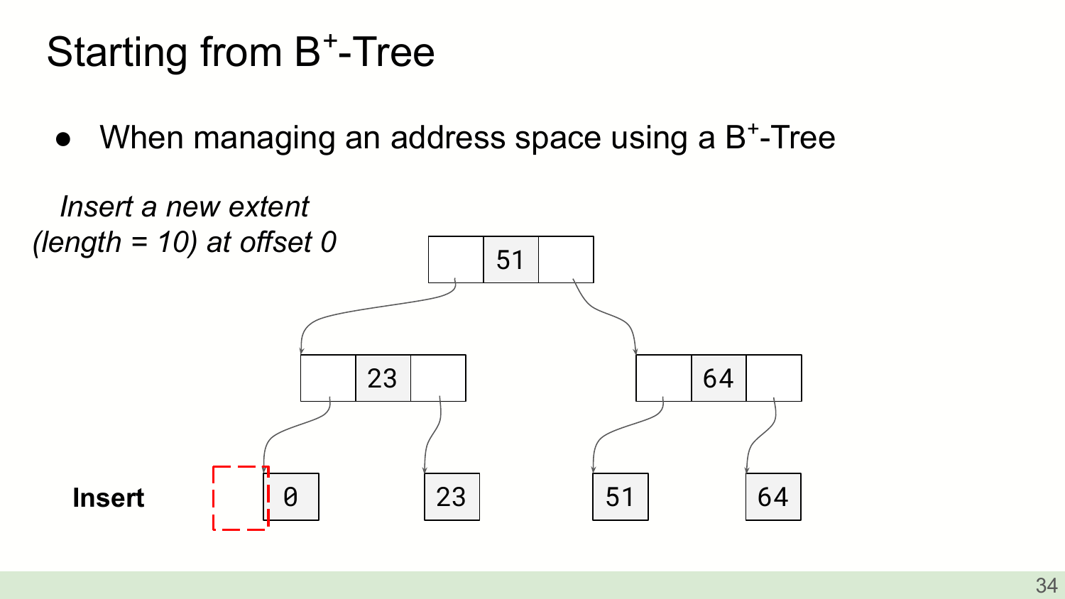# Starting from $B^+$-Tree

- When managing an address space using a $B^+$-Tree

*Insert a new extent (length = 10) at offset 0*

51

23

64

**Insert**

0

23

51

64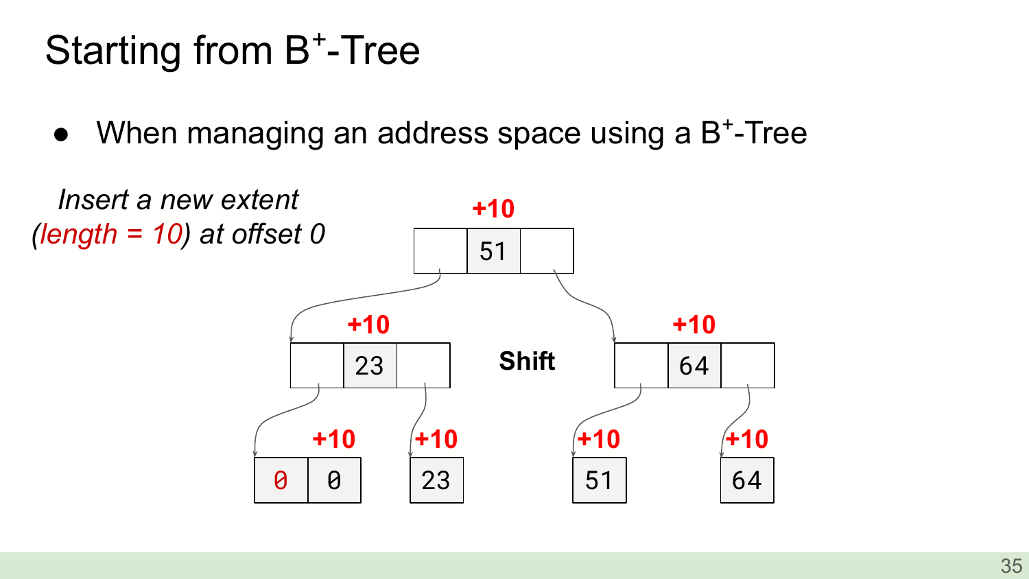# Starting from $B^+$-Tree

- When managing an address space using a $B^+$-Tree

*Insert a new extent (length = 10) at offset 0*

+10

51

+10

23

Shift

+10

64

+10

0 0

+10

23

+10

51

+10

64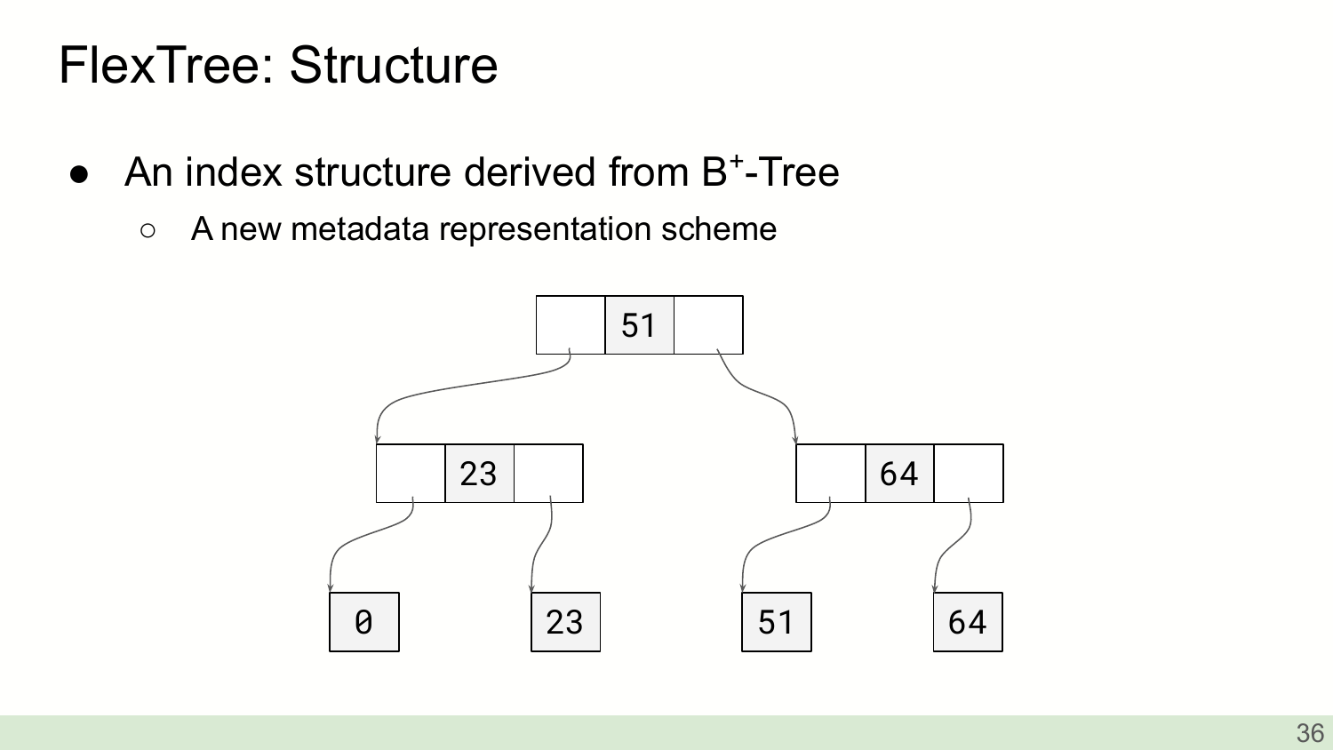# FlexTree: Structure

- An index structure derived from B$^+$-Tree
  - A new metadata representation scheme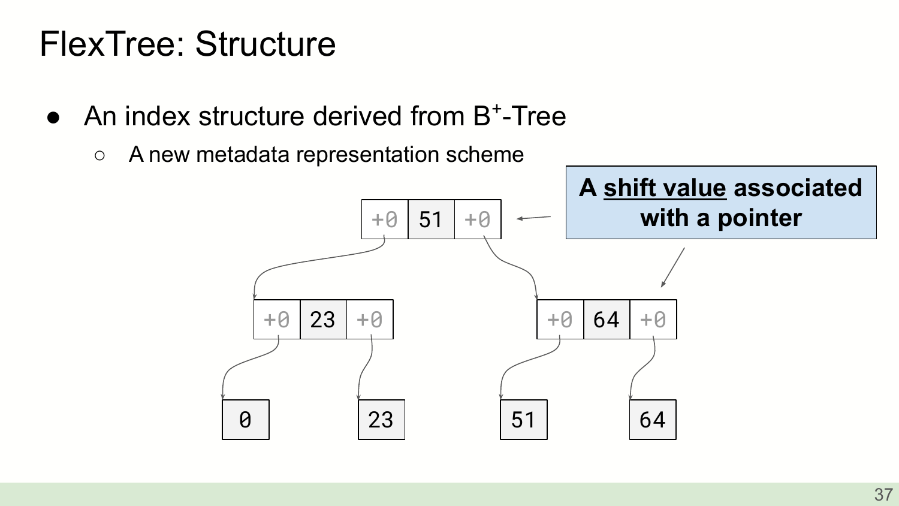# FlexTree: Structure

- An index structure derived from B+-Tree
  - A new metadata representation scheme

**A shift value associated with a pointer**

```
                 [+0 | 51 | +0]
               /                \
    [+0 | 23 | +0]          [+0 | 64 | +0]
     /         \              /         \
   [0]        [23]          [51]        [64]
```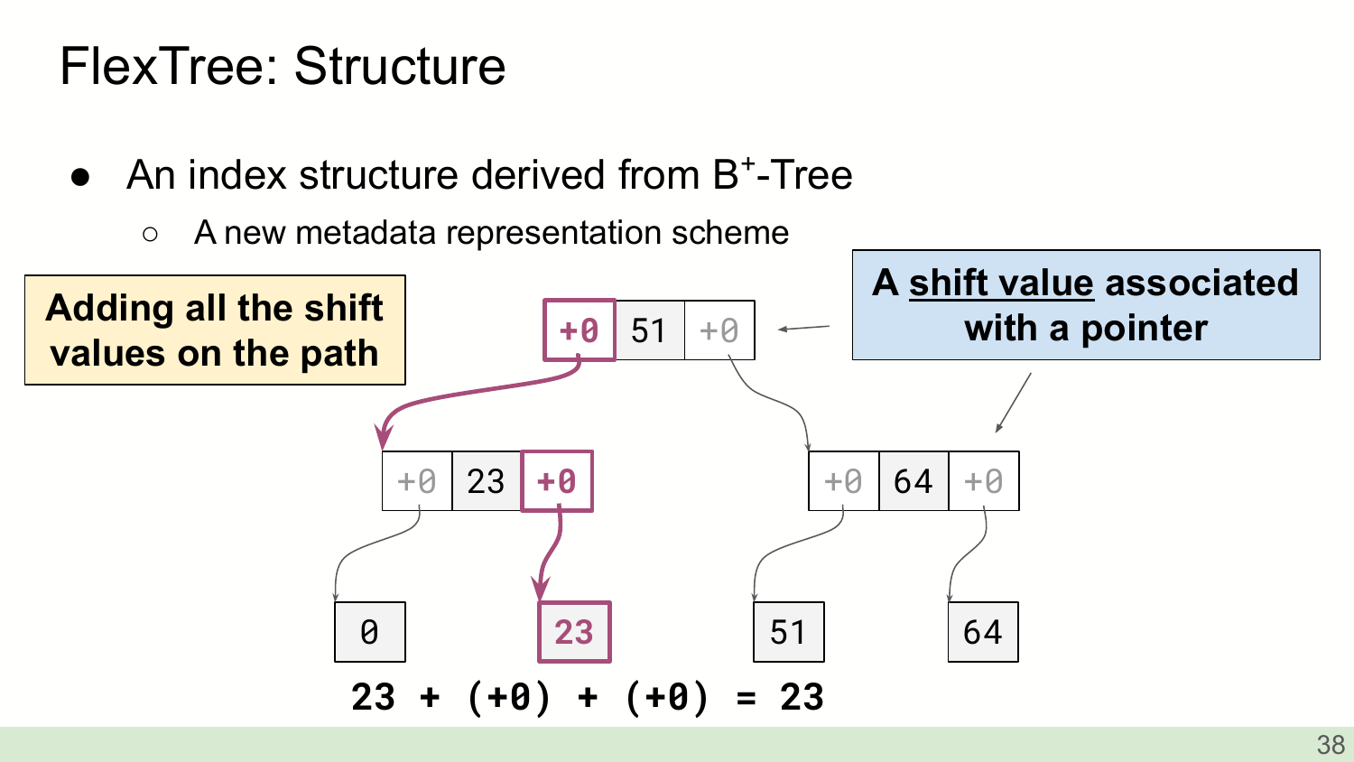# FlexTree: Structure

- An index structure derived from $B^+$-Tree
  - A new metadata representation scheme

**Adding all the shift values on the path**

**A shift value associated with a pointer**

```
            [+0 | 51 | +0]
           /              \
  [+0 | 23 | +0]      [+0 | 64 | +0]
   /        \          /        \
 [0]       [23]      [51]       [64]
```

**23 + (+0) + (+0) = 23**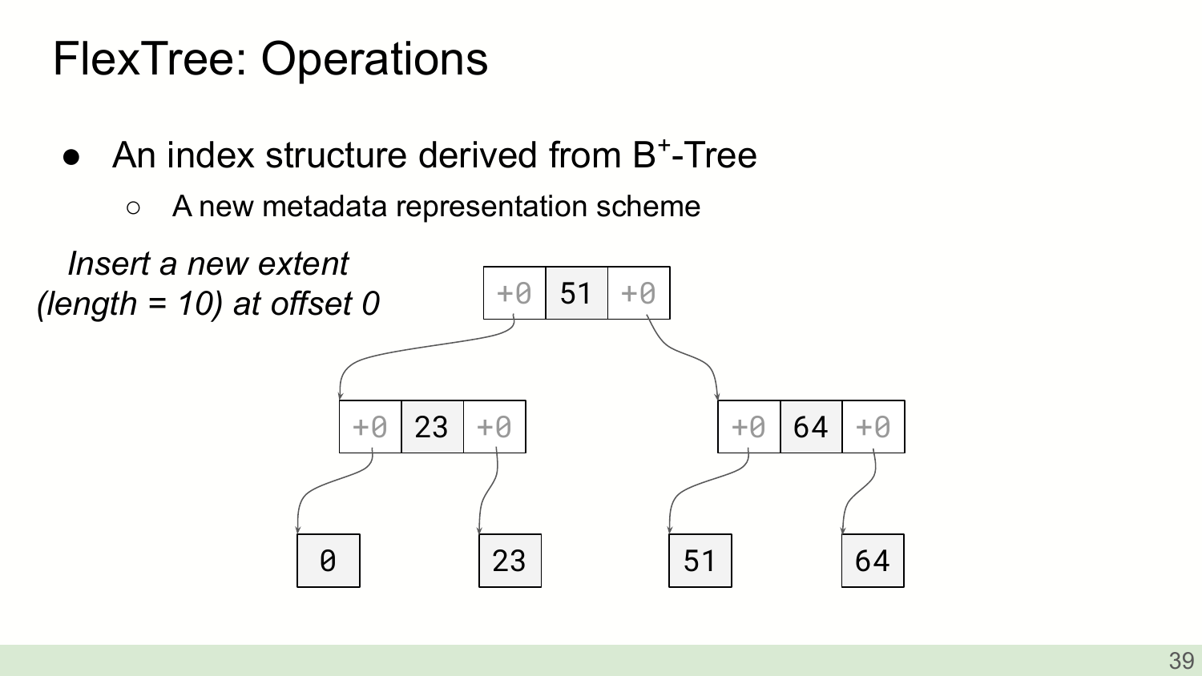# FlexTree: Operations

- An index structure derived from $B^+$-Tree
  - A new metadata representation scheme

*Insert a new extent (length = 10) at offset 0*

+0 | 51 | +0

+0 | 23 | +0

+0 | 64 | +0

0

23

51

64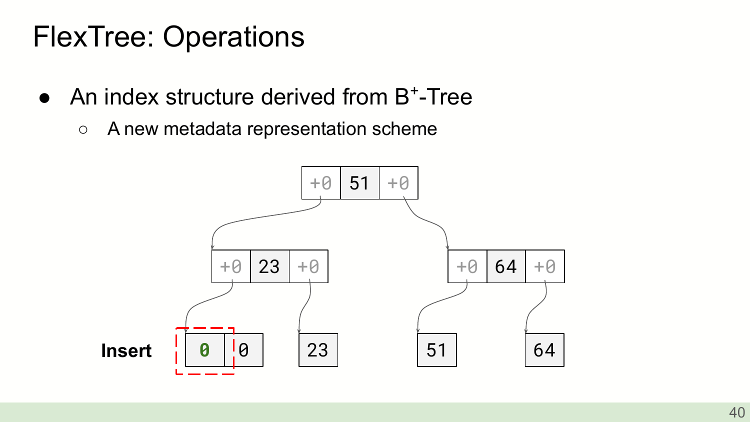# FlexTree: Operations

- An index structure derived from B$^+$-Tree
  - A new metadata representation scheme

Insert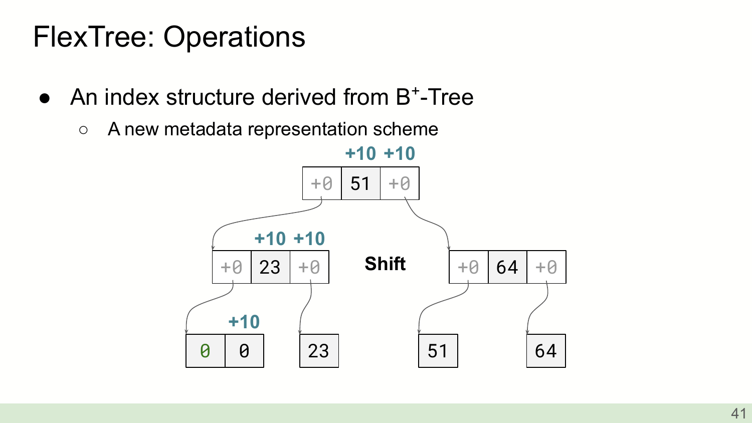# FlexTree: Operations

- An index structure derived from B$^+$-Tree
  - A new metadata representation scheme

+10 +10

| +0 | 51 | +0 |
|---|---|---|

+10 +10

| +0 | 23 | +0 |
|---|---|---|

**Shift**

| +0 | 64 | +0 |
|---|---|---|

+10

| 0 | 0 |
|---|---|

| 23 |
|---|

| 51 |
|---|

| 64 |
|---|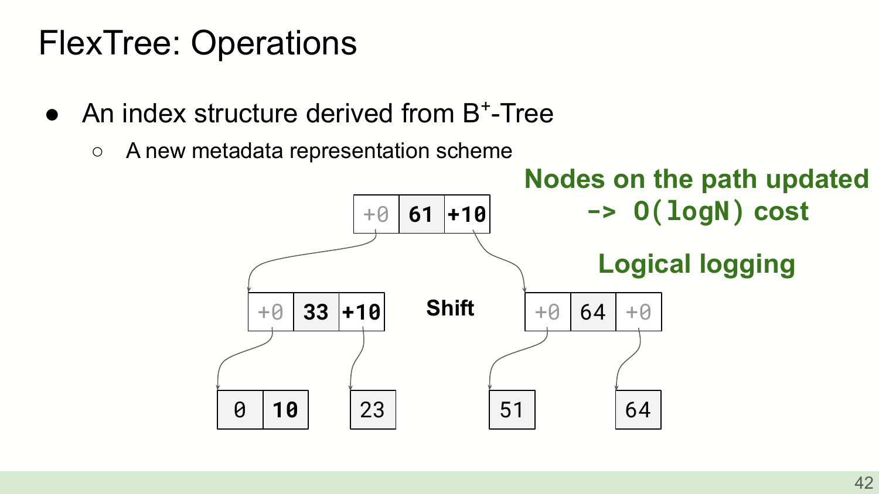# FlexTree: Operations

- An index structure derived from B+-Tree
  - A new metadata representation scheme

**Nodes on the path updated -> O(logN) cost**

**Logical logging**

```
              [ +0 | 61 | +10 ]
             /                 \
  [ +0 | 33 | +10 ]   Shift   [ +0 | 64 | +0 ]
    /          \                /          \
[ 0 | 10 ]    [ 23 ]         [ 51 ]       [ 64 ]
```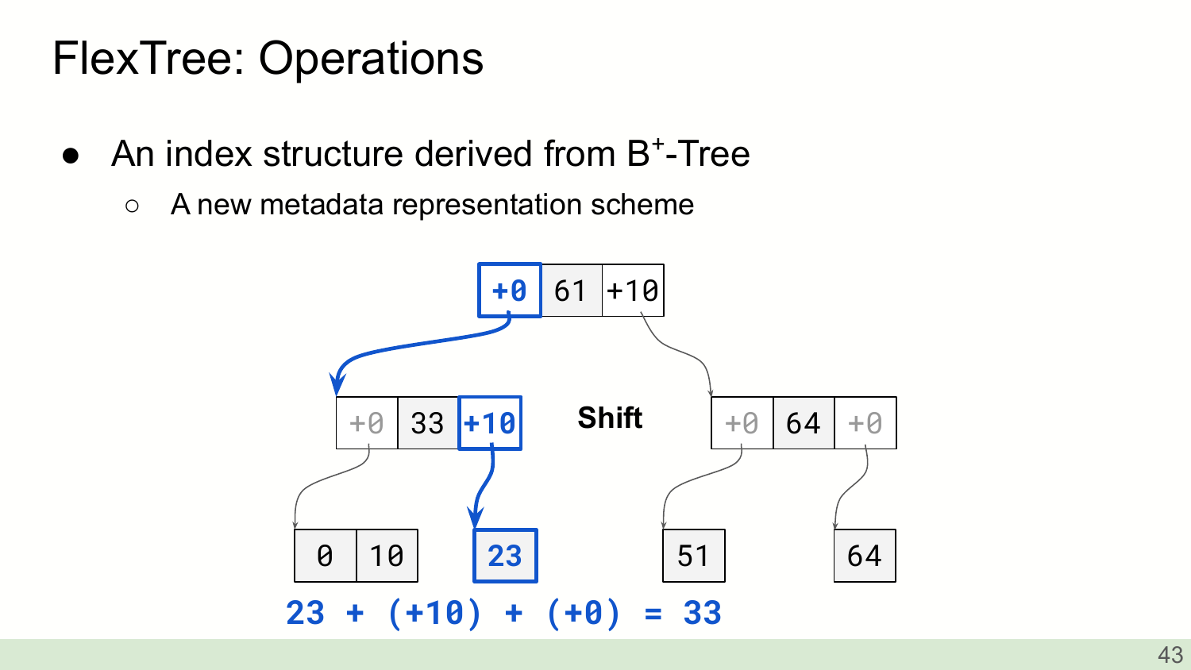# FlexTree: Operations

- An index structure derived from B+-Tree
  - A new metadata representation scheme

+0 | 61 | +10

+0 | 33 | +10 **Shift** +0 | 64 | +0

0 | 10 23 51 64

**23 + (+10) + (+0) = 33**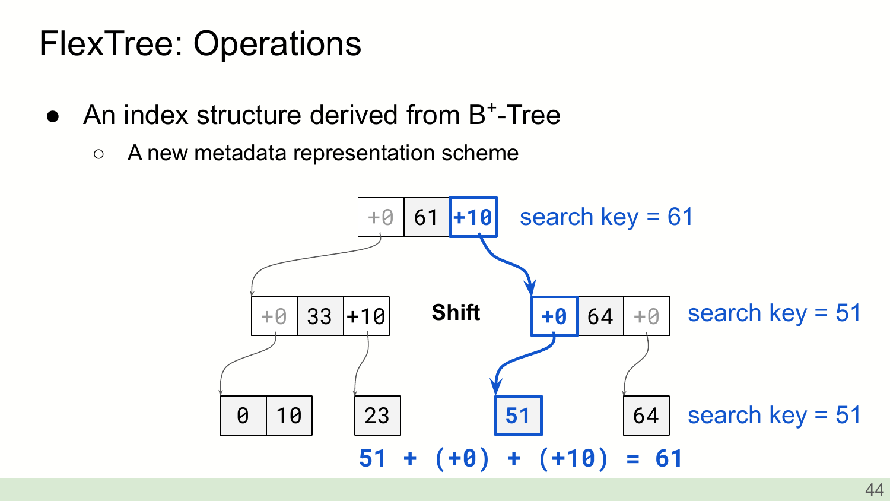# FlexTree: Operations

- An index structure derived from B+-Tree
  - A new metadata representation scheme

+0 | 61 | +10 — search key = 61

+0 | 33 | +10 — **Shift** — +0 | 64 | +0 — search key = 51

0 | 10 — 23 — 51 — 64 — search key = 51

**51 + (+0) + (+10) = 61**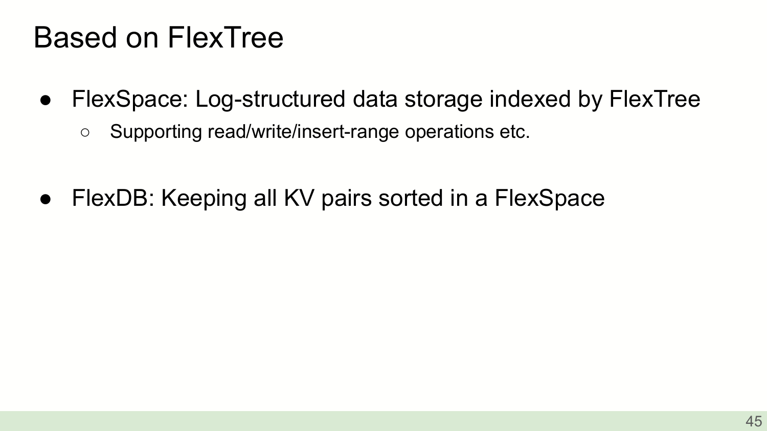# Based on FlexTree

- FlexSpace: Log-structured data storage indexed by FlexTree
  - Supporting read/write/insert-range operations etc.

- FlexDB: Keeping all KV pairs sorted in a FlexSpace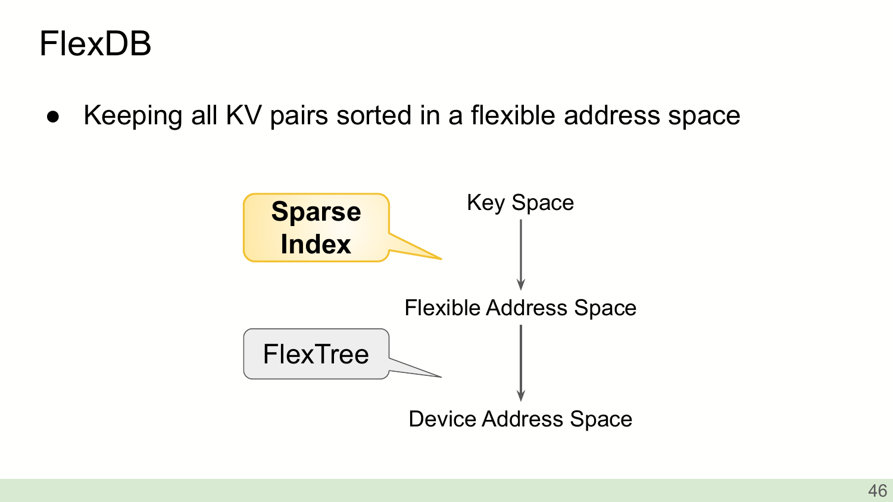# FlexDB

- Keeping all KV pairs sorted in a flexible address space

**Sparse Index**

Key Space

↓

Flexible Address Space

FlexTree

↓

Device Address Space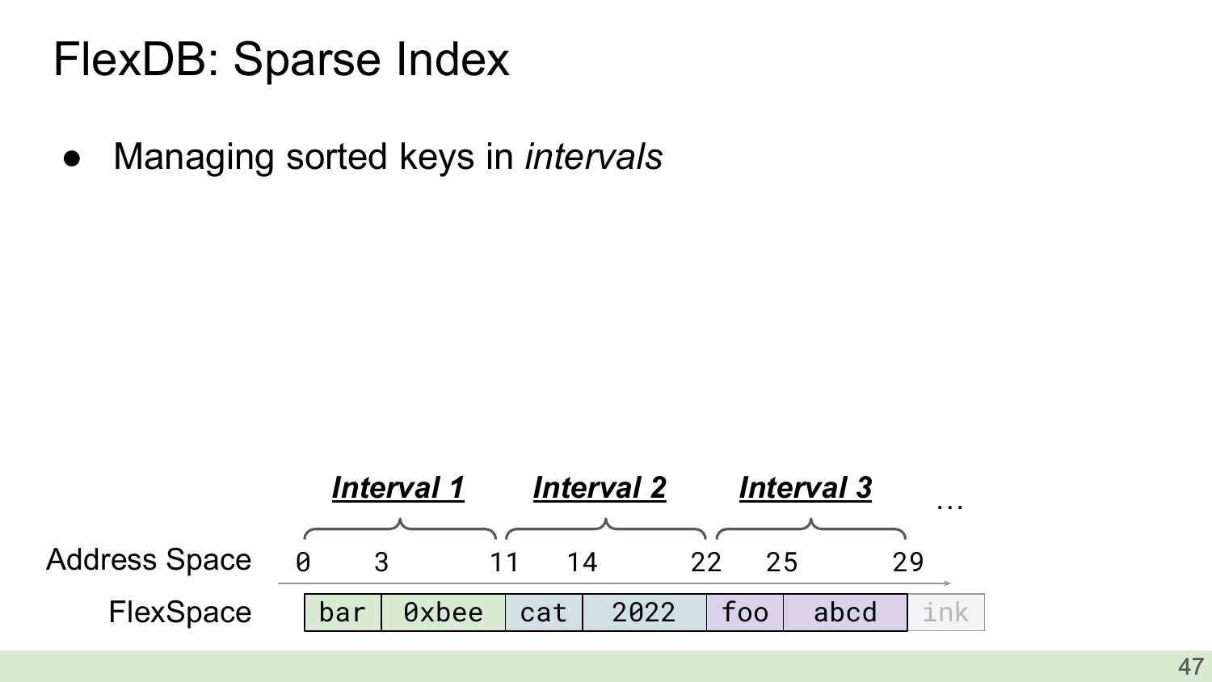# FlexDB: Sparse Index

- Managing sorted keys in *intervals*

| | ***Interval 1*** | | ***Interval 2*** | | ***Interval 3*** | | … |
|---|---|---|---|---|---|---|---|
| Address Space | 0 | 3 | 11 | 14 | 22 | 25 | 29 |
| FlexSpace | bar | 0xbee | cat | 2022 | foo | abcd | ink |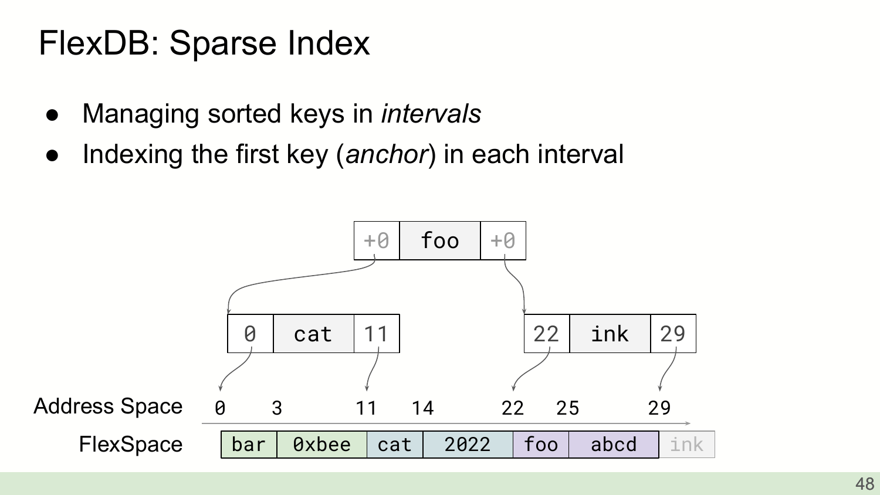# FlexDB: Sparse Index

- Managing sorted keys in *intervals*
- Indexing the first key (*anchor*) in each interval

+0 | foo | +0

0 | cat | 11 &nbsp;&nbsp;&nbsp;&nbsp; 22 | ink | 29

Address Space: 0 &nbsp; 3 &nbsp; 11 &nbsp; 14 &nbsp; 22 &nbsp; 25 &nbsp; 29

FlexSpace: bar | 0xbee | cat | 2022 | foo | abcd | ink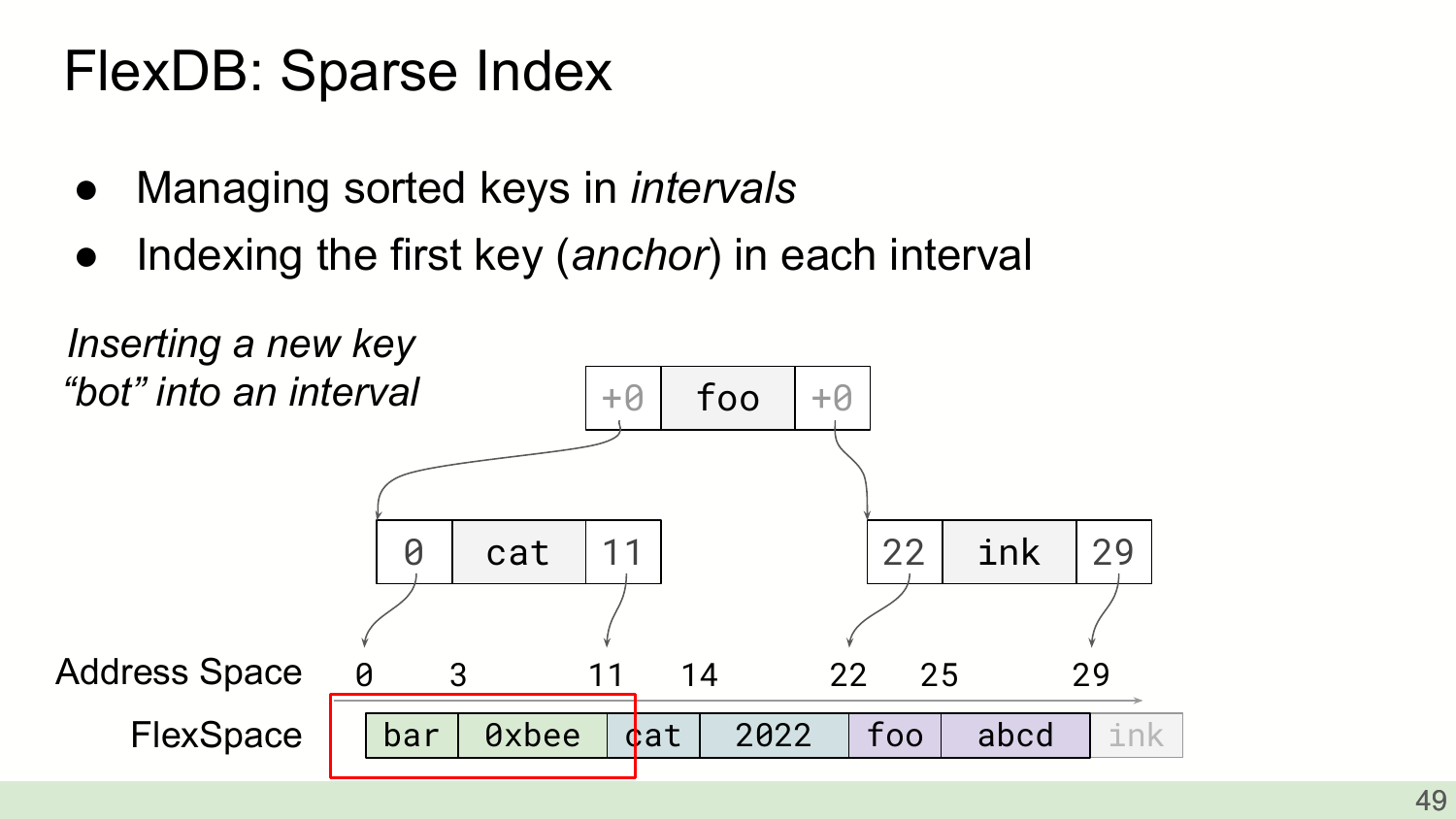# FlexDB: Sparse Index

- Managing sorted keys in *intervals*
- Indexing the first key (*anchor*) in each interval

*Inserting a new key "bot" into an interval*

```
                +0 | foo | +0
               /             \
     0 | cat | 11           22 | ink | 29

Address Space   0    3        11   14        22   25        29
FlexSpace     | bar | 0xbee | cat | 2022 | foo | abcd | ink |
```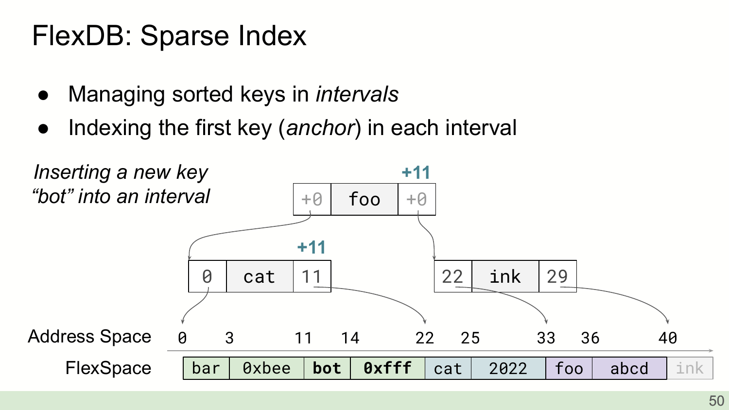# FlexDB: Sparse Index

- Managing sorted keys in *intervals*
- Indexing the first key (*anchor*) in each interval

*Inserting a new key "bot" into an interval*

+11

| +0 | foo | +0 |
|---|---|---|

+11

| 0 | cat | 11 |
|---|---|---|

| 22 | ink | 29 |
|---|---|---|

Address Space: 0, 3, 11, 14, 22, 25, 33, 36, 40

FlexSpace:

| bar | 0xbee | **bot** | **0xfff** | cat | 2022 | foo | abcd | ink |
|---|---|---|---|---|---|---|---|---|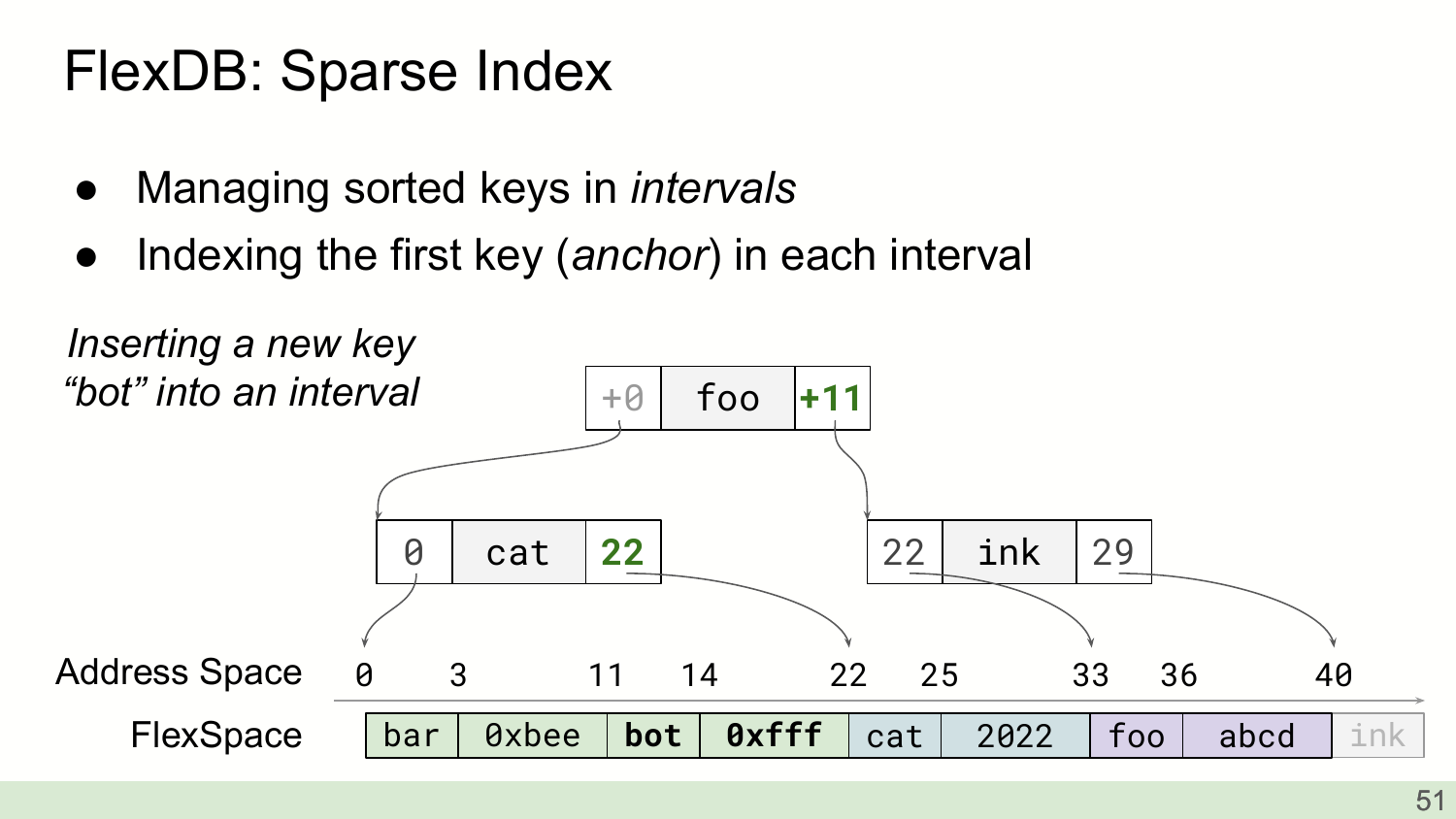# FlexDB: Sparse Index

- Managing sorted keys in *intervals*
- Indexing the first key (*anchor*) in each interval

*Inserting a new key "bot" into an interval*

| +0 | foo | **+11** |
|---|---|---|

| 0 | cat | **22** |
|---|---|---|

| 22 | ink | 29 |
|---|---|---|

Address Space: 0, 3, 11, 14, 22, 25, 33, 36, 40

| FlexSpace | bar | 0xbee | **bot** | **0xfff** | cat | 2022 | foo | abcd | ink |
|---|---|---|---|---|---|---|---|---|---|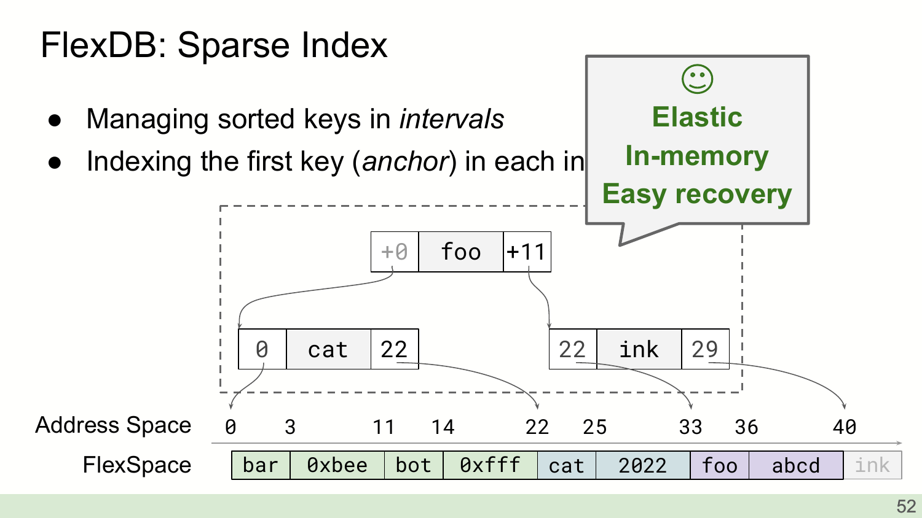# FlexDB: Sparse Index

- Managing sorted keys in *intervals*
- Indexing the first key (*anchor*) in each in

Elastic
In-memory
Easy recovery

| +0 | foo | +11 |
|---|---|---|

| 0 | cat | 22 |
|---|---|---|

| 22 | ink | 29 |
|---|---|---|

Address Space: 0, 3, 11, 14, 22, 25, 33, 36, 40

FlexSpace:

| bar | 0xbee | bot | 0xfff | cat | 2022 | foo | abcd | ink |
|---|---|---|---|---|---|---|---|---|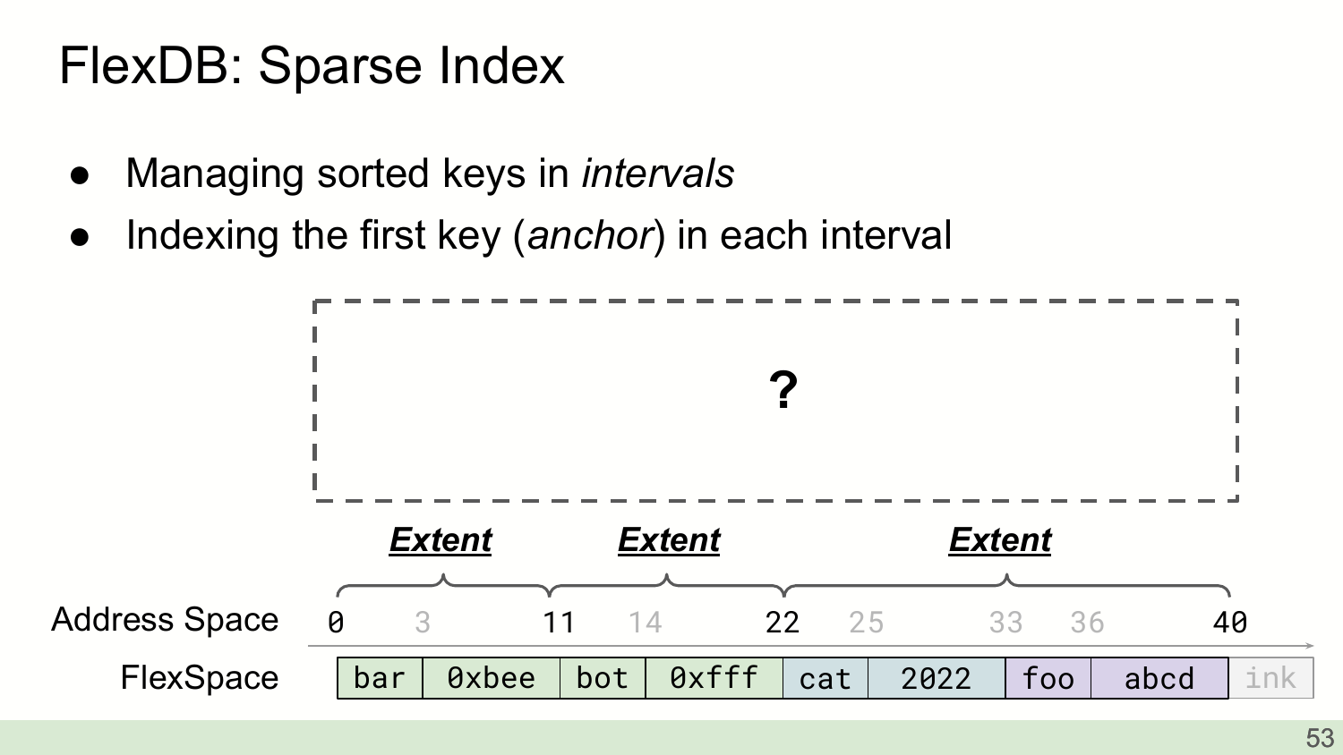# FlexDB: Sparse Index

- Managing sorted keys in *intervals*
- Indexing the first key (*anchor*) in each interval

?

***Extent*** ***Extent*** ***Extent***

Address Space: 0, 3, 11, 14, 22, 25, 33, 36, 40

FlexSpace:

| bar | 0xbee | bot | 0xfff | cat | 2022 | foo | abcd | ink |
|---|---|---|---|---|---|---|---|---|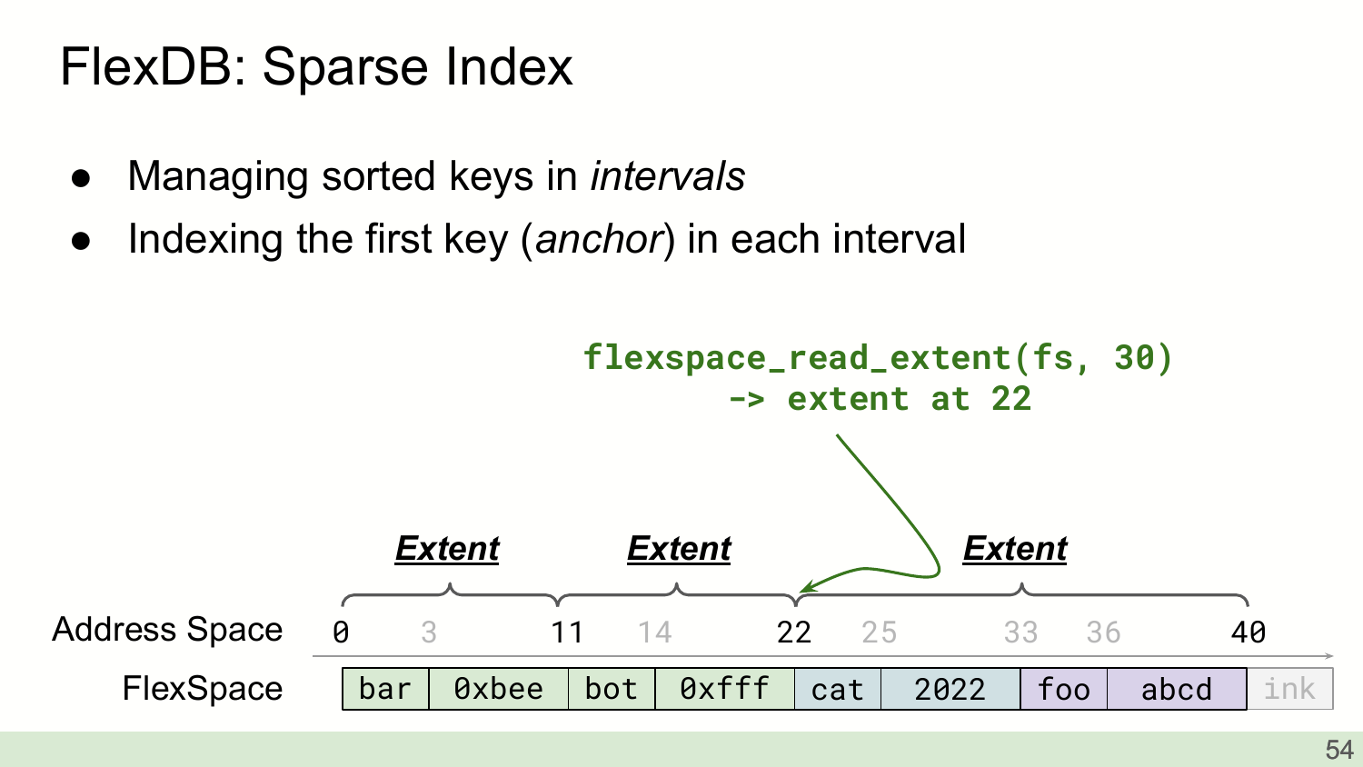# FlexDB: Sparse Index

- Managing sorted keys in *intervals*
- Indexing the first key (*anchor*) in each interval

```
flexspace_read_extent(fs, 30)
    -> extent at 22
```

***Extent*** ***Extent*** ***Extent***

Address Space: 0, 3, 11, 14, 22, 25, 33, 36, 40

| FlexSpace | bar | 0xbee | bot | 0xfff | cat | 2022 | foo | abcd | ink |
|---|---|---|---|---|---|---|---|---|---|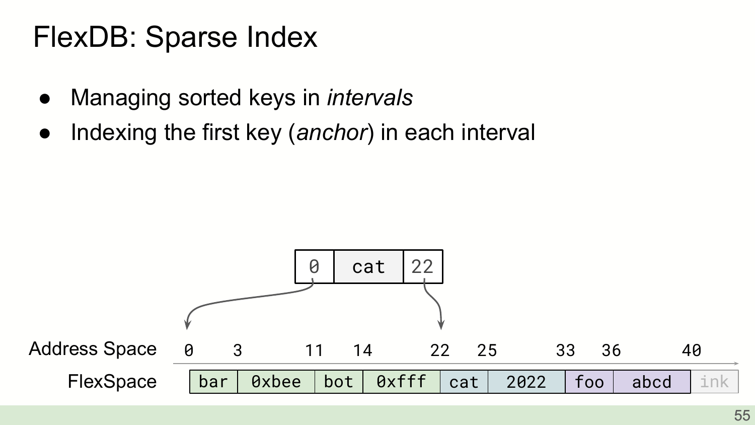# FlexDB: Sparse Index

- Managing sorted keys in *intervals*
- Indexing the first key (*anchor*) in each interval

| 0 | cat | 22 |
|---|---|---|

| Address Space | 0 | 3 | 11 | 14 | 22 | 25 | 33 | 36 | 40 |
|---|---|---|---|---|---|---|---|---|---|
| FlexSpace | bar | 0xbee | bot | 0xfff | cat | 2022 | foo | abcd | ink |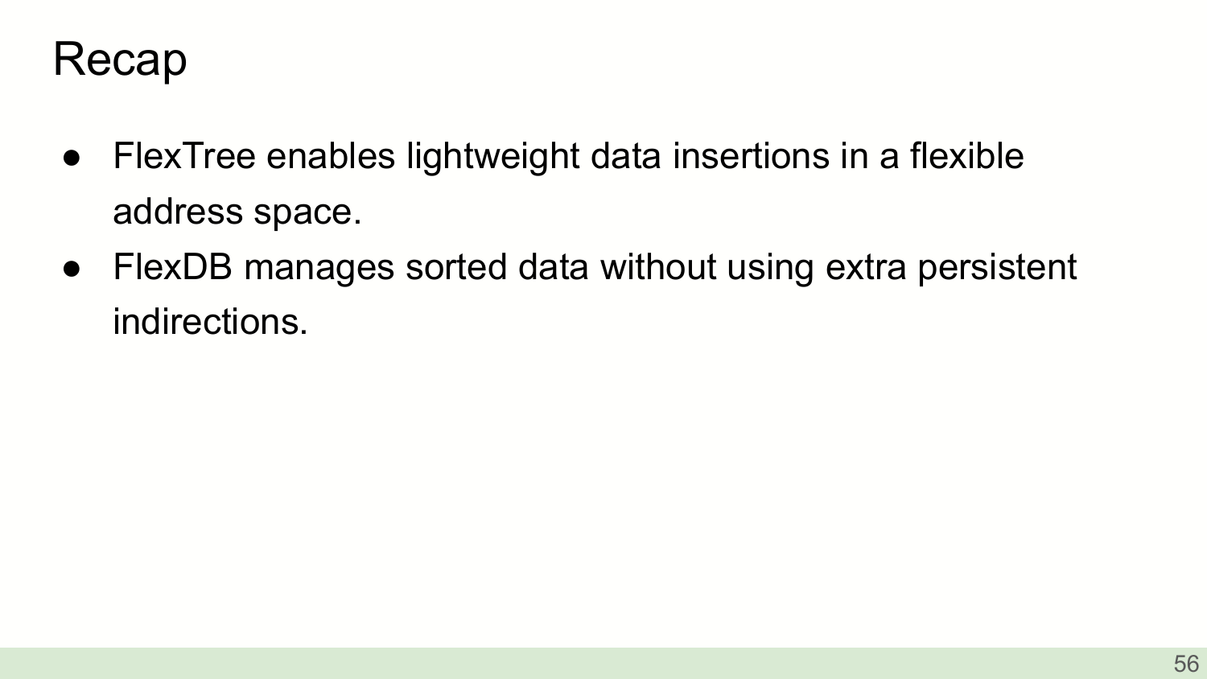# Recap

- FlexTree enables lightweight data insertions in a flexible address space.
- FlexDB manages sorted data without using extra persistent indirections.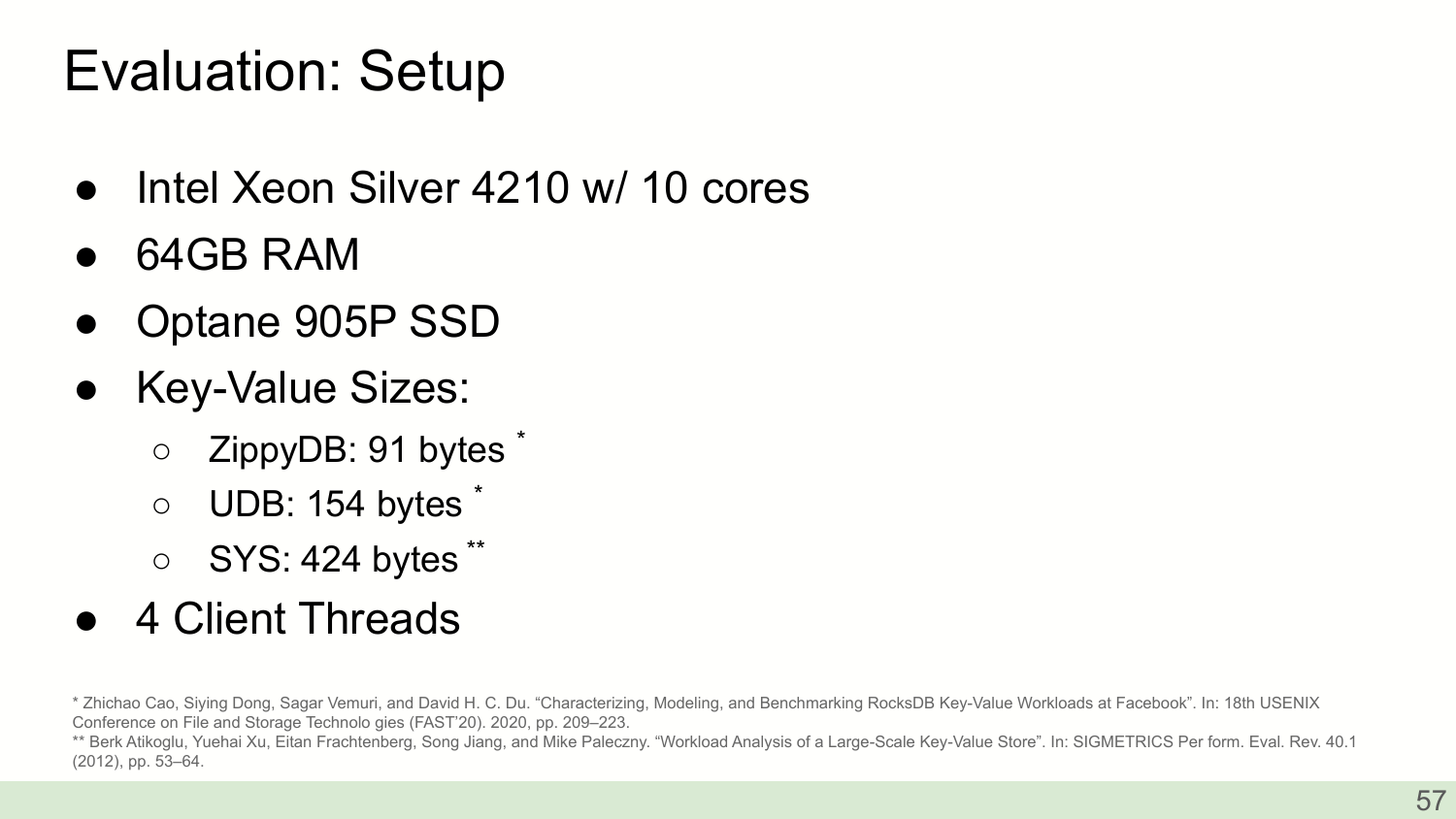# Evaluation: Setup

- Intel Xeon Silver 4210 w/ 10 cores
- 64GB RAM
- Optane 905P SSD
- Key-Value Sizes:
  - ZippyDB: 91 bytes *
  - UDB: 154 bytes *
  - SYS: 424 bytes **
- 4 Client Threads

\* Zhichao Cao, Siying Dong, Sagar Vemuri, and David H. C. Du. "Characterizing, Modeling, and Benchmarking RocksDB Key-Value Workloads at Facebook". In: 18th USENIX Conference on File and Storage Technolo gies (FAST'20). 2020, pp. 209–223.

\*\* Berk Atikoglu, Yuehai Xu, Eitan Frachtenberg, Song Jiang, and Mike Paleczny. "Workload Analysis of a Large-Scale Key-Value Store". In: SIGMETRICS Per form. Eval. Rev. 40.1 (2012), pp. 53–64.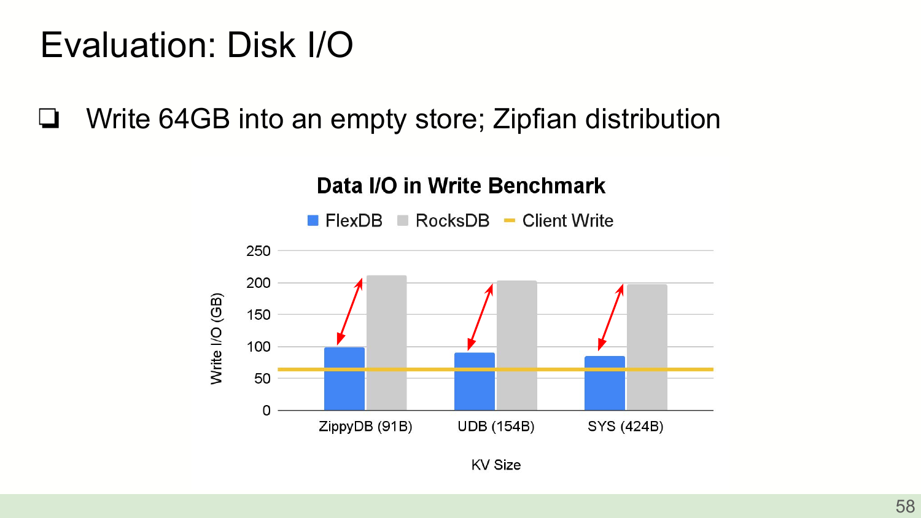# Evaluation: Disk I/O

- Write 64GB into an empty store; Zipfian distribution

**Data I/O in Write Benchmark**

Legend: FlexDB, RocksDB, Client Write

Y-axis: Write I/O (GB) — 0, 50, 100, 150, 200, 250

X-axis: KV Size — ZippyDB (91B), UDB (154B), SYS (424B)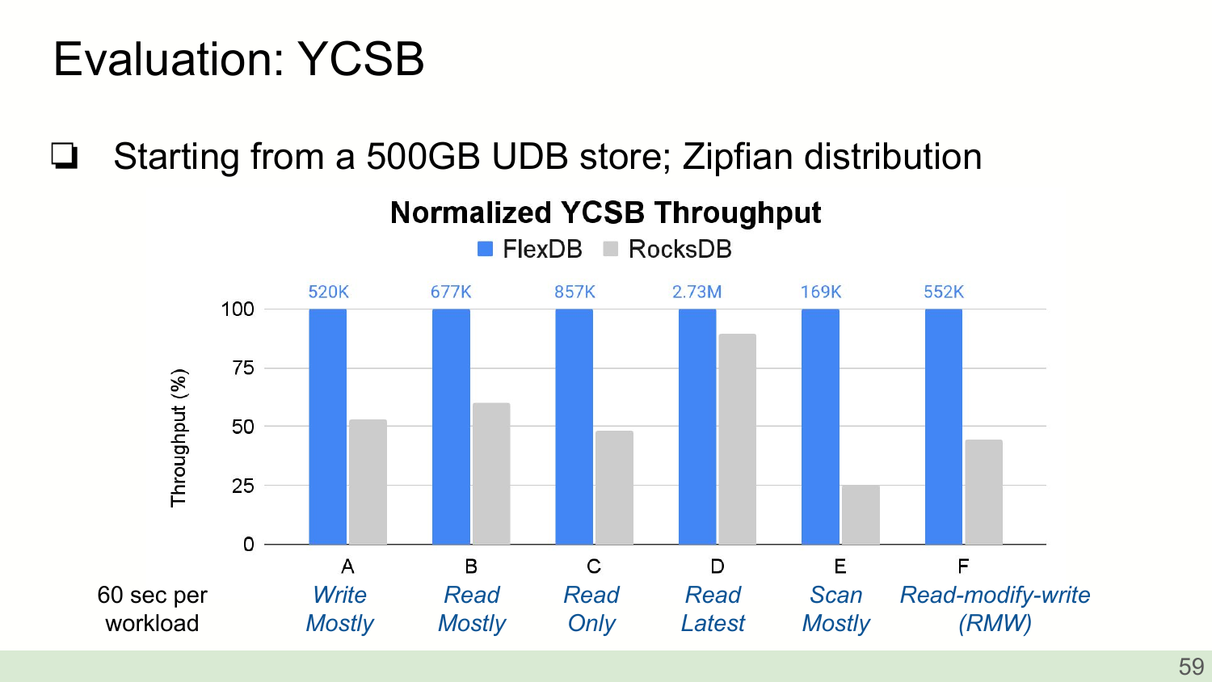# Evaluation: YCSB

- Starting from a 500GB UDB store; Zipfian distribution

**Normalized YCSB Throughput**

FlexDB RocksDB

| Workload | FlexDB throughput | FlexDB (%) | RocksDB (%) |
|---|---|---|---|
| A *Write Mostly* | 520K | 100 | ~53 |
| B *Read Mostly* | 677K | 100 | ~60 |
| C *Read Only* | 857K | 100 | ~48 |
| D *Read Latest* | 2.73M | 100 | ~89 |
| E *Scan Mostly* | 169K | 100 | ~25 |
| F *Read-modify-write (RMW)* | 552K | 100 | ~44 |

Throughput (%)

60 sec per workload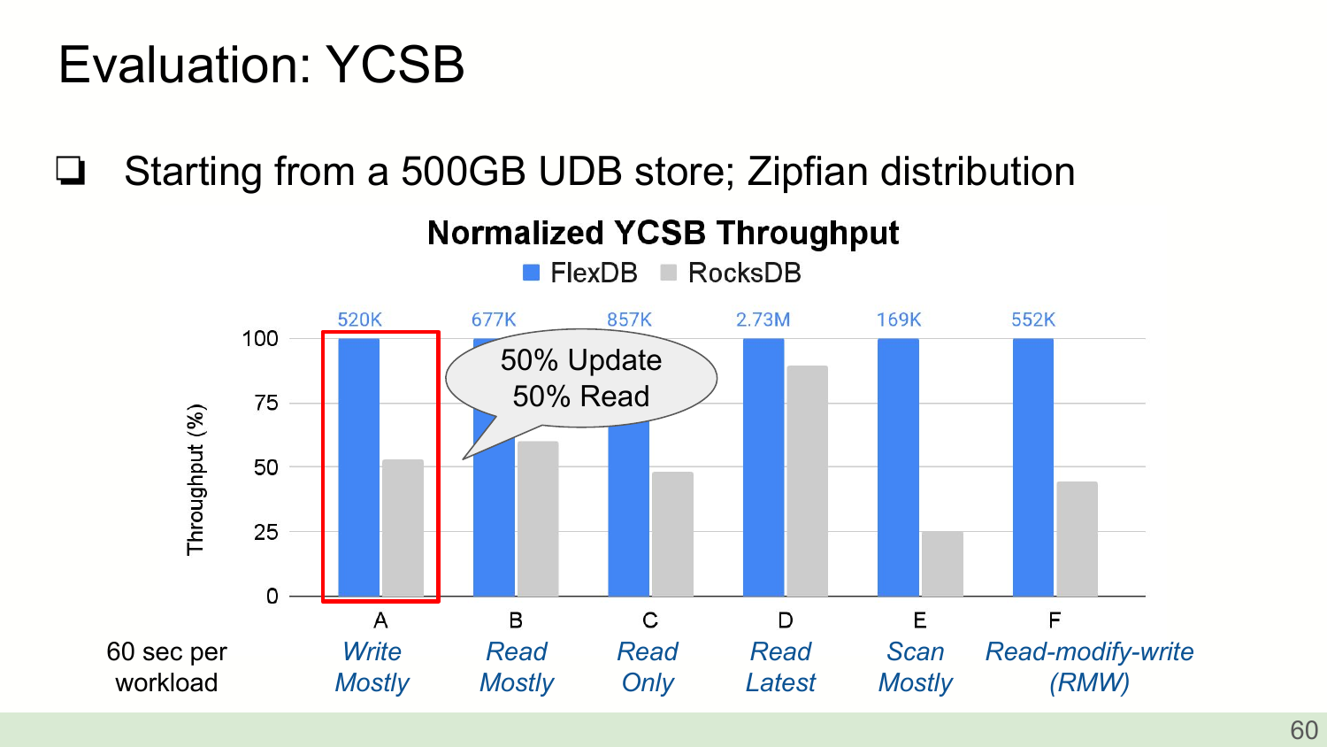# Evaluation: YCSB

- Starting from a 500GB UDB store; Zipfian distribution

**Normalized YCSB Throughput**

FlexDB RocksDB

| Workload | FlexDB (absolute) | FlexDB (%) | RocksDB (%) |
|---|---|---|---|
| A *Write Mostly* | 520K | 100 | ~53 |
| B *Read Mostly* | 677K | 100 | ~60 |
| C *Read Only* | 857K | 100 | ~48 |
| D *Read Latest* | 2.73M | 100 | ~89 |
| E *Scan Mostly* | 169K | 100 | ~25 |
| F *Read-modify-write (RMW)* | 552K | 100 | ~44 |

Throughput (%)

50% Update
50% Read

60 sec per workload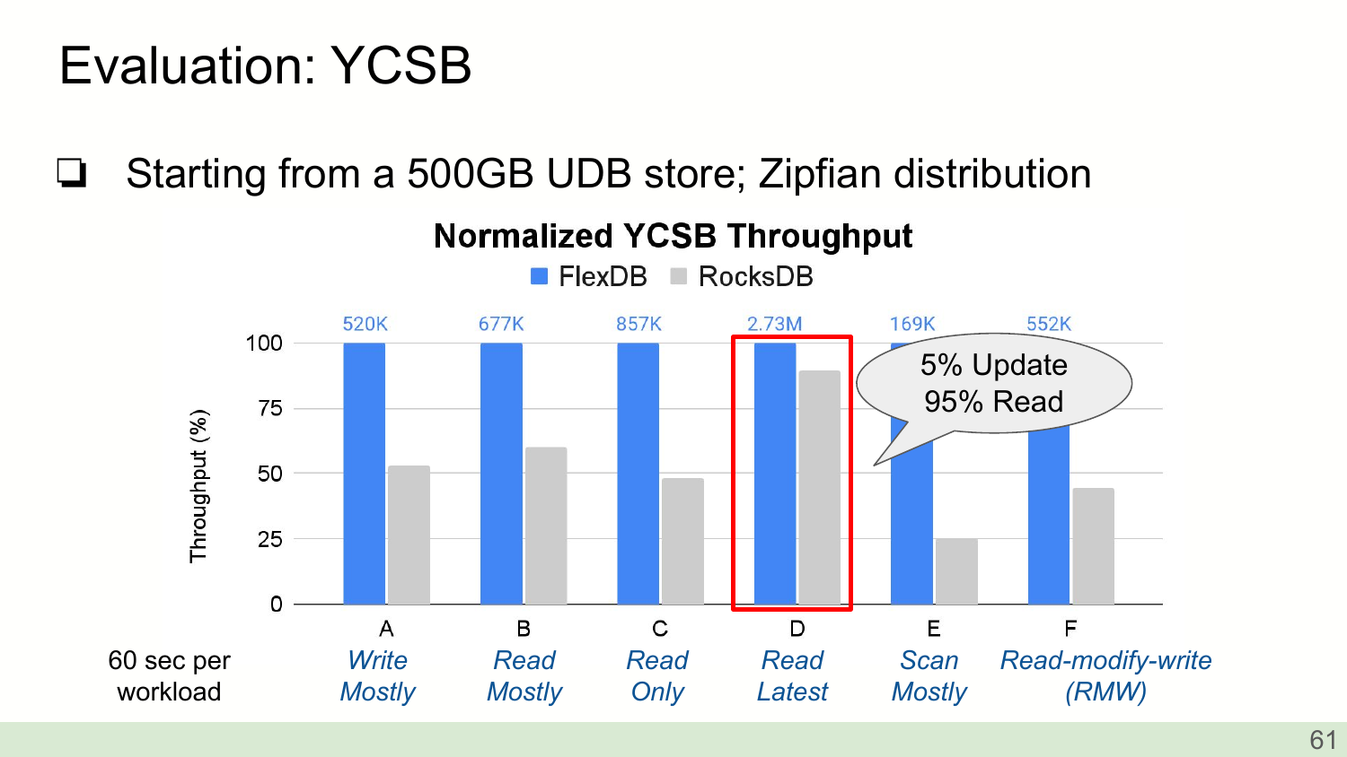# Evaluation: YCSB

- Starting from a 500GB UDB store; Zipfian distribution

**Normalized YCSB Throughput**

FlexDB ■ RocksDB ■

| Workload | FlexDB throughput | FlexDB (%) | RocksDB (%) |
|---|---|---|---|
| A *Write Mostly* | 520K | 100 | ~53 |
| B *Read Mostly* | 677K | 100 | ~60 |
| C *Read Only* | 857K | 100 | ~48 |
| D *Read Latest* | 2.73M | 100 | ~89 |
| E *Scan Mostly* | 169K | 100 | ~25 |
| F *Read-modify-write (RMW)* | 552K | 100 | ~44 |

Y-axis: Throughput (%)

Workload D: 5% Update, 95% Read

60 sec per workload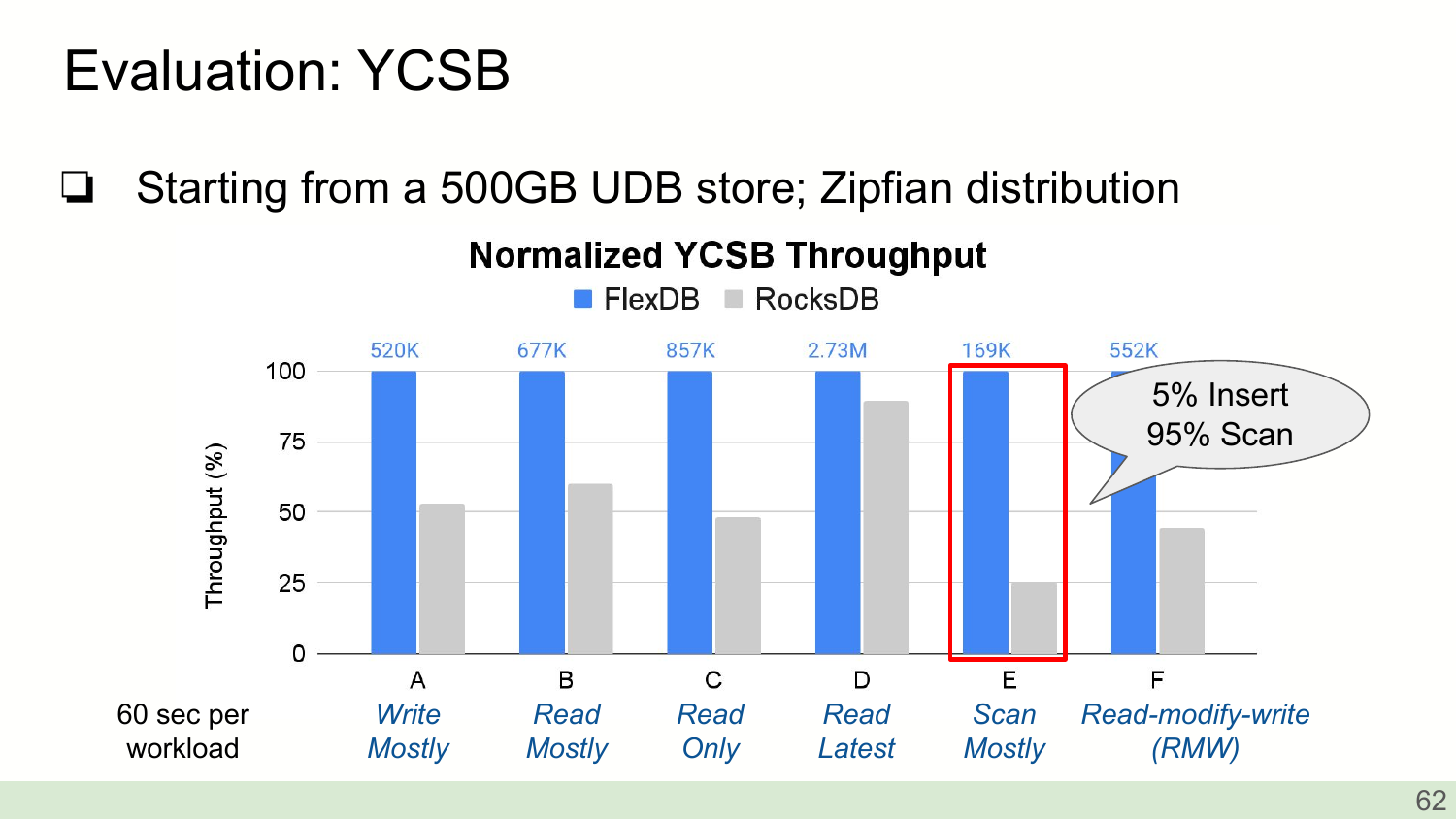# Evaluation: YCSB

- Starting from a 500GB UDB store; Zipfian distribution

**Normalized YCSB Throughput**

| Workload | FlexDB (%) | FlexDB throughput | RocksDB (%) |
|---|---|---|---|
| A *Write Mostly* | 100 | 520K | ~53 |
| B *Read Mostly* | 100 | 677K | ~60 |
| C *Read Only* | 100 | 857K | ~48 |
| D *Read Latest* | 100 | 2.73M | ~89 |
| E *Scan Mostly* | 100 | 169K | ~25 |
| F *Read-modify-write (RMW)* | 100 | 552K | ~44 |

Workload E: 5% Insert, 95% Scan

60 sec per workload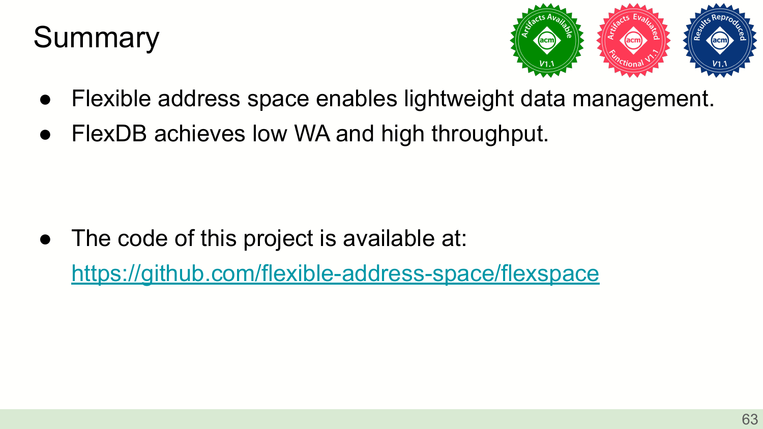# Summary

- Flexible address space enables lightweight data management.
- FlexDB achieves low WA and high throughput.

- The code of this project is available at: https://github.com/flexible-address-space/flexspace